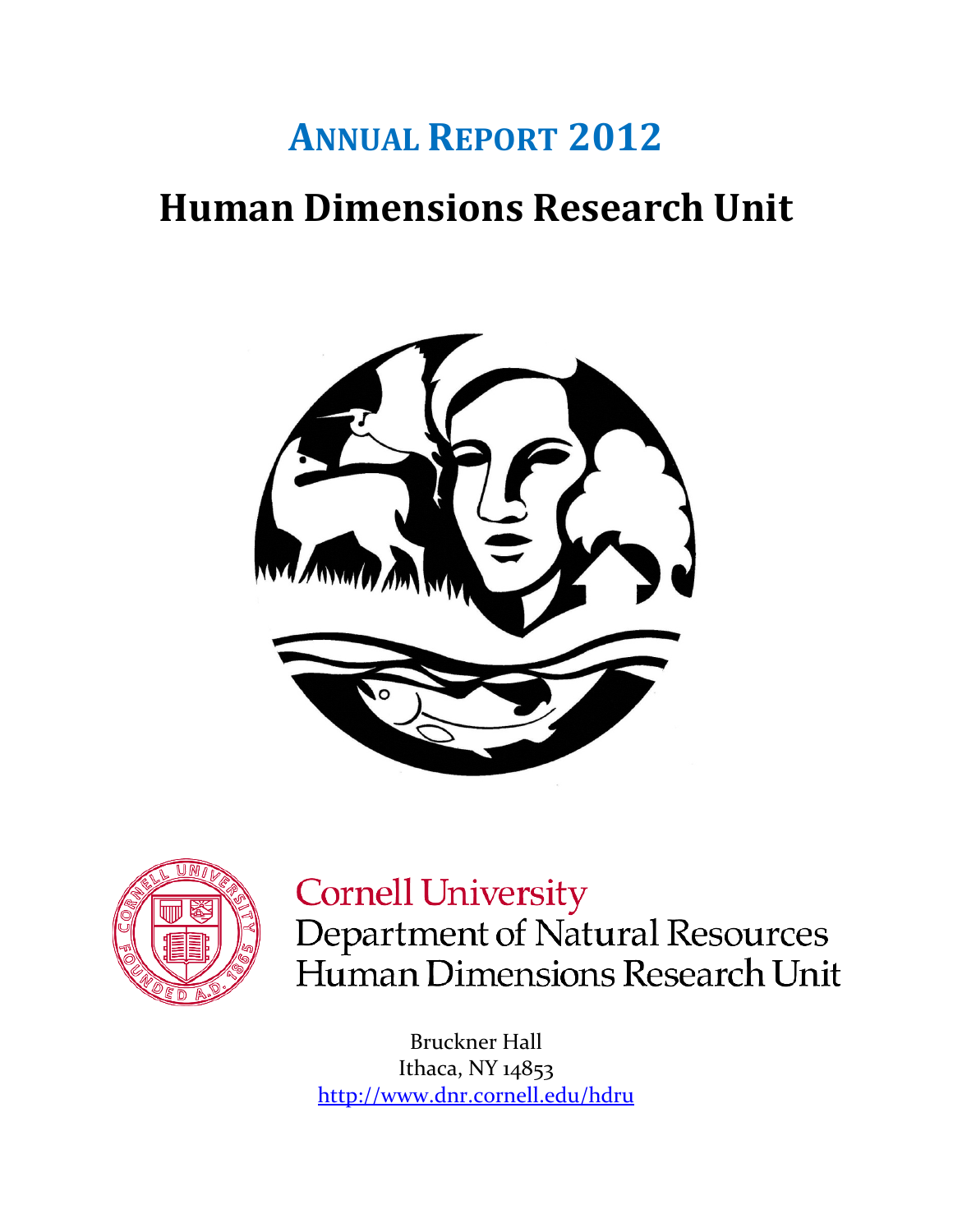# ANNUAL REPORT 2012

# Human Dimensions Research Unit

Cornell University
Department of Natural Resources
Human Dimensions Research Unit

Bruckner Hall
Ithaca, NY 14853
http://www.dnr.cornell.edu/hdru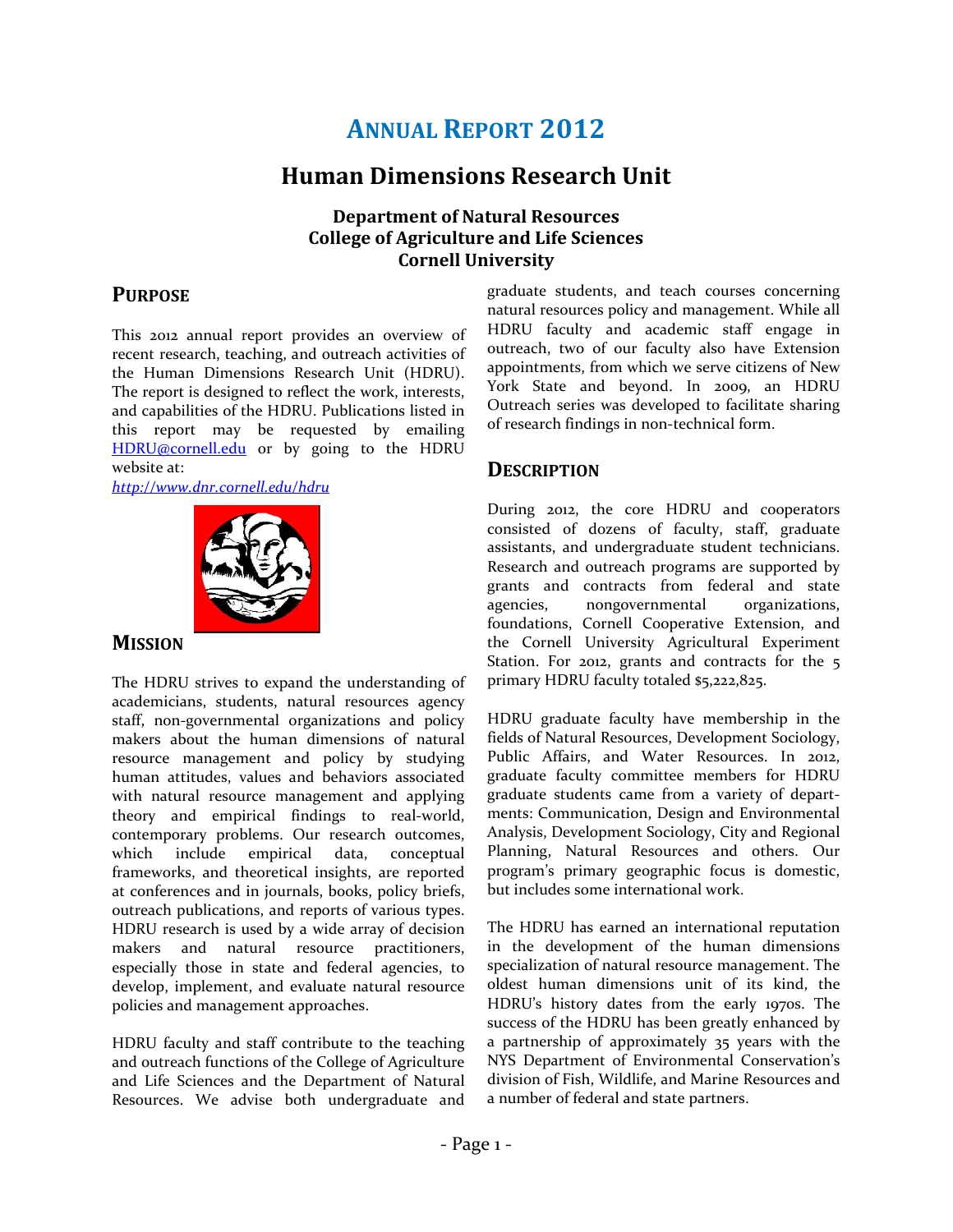# ANNUAL REPORT 2012

## Human Dimensions Research Unit

### Department of Natural Resources
### College of Agriculture and Life Sciences
### Cornell University

## PURPOSE

This 2012 annual report provides an overview of recent research, teaching, and outreach activities of the Human Dimensions Research Unit (HDRU). The report is designed to reflect the work, interests, and capabilities of the HDRU. Publications listed in this report may be requested by emailing HDRU@cornell.edu or by going to the HDRU website at:
*http://www.dnr.cornell.edu/hdru*

## MISSION

The HDRU strives to expand the understanding of academicians, students, natural resources agency staff, non-governmental organizations and policy makers about the human dimensions of natural resource management and policy by studying human attitudes, values and behaviors associated with natural resource management and applying theory and empirical findings to real-world, contemporary problems. Our research outcomes, which include empirical data, conceptual frameworks, and theoretical insights, are reported at conferences and in journals, books, policy briefs, outreach publications, and reports of various types. HDRU research is used by a wide array of decision makers and natural resource practitioners, especially those in state and federal agencies, to develop, implement, and evaluate natural resource policies and management approaches.

HDRU faculty and staff contribute to the teaching and outreach functions of the College of Agriculture and Life Sciences and the Department of Natural Resources. We advise both undergraduate and graduate students, and teach courses concerning natural resources policy and management. While all HDRU faculty and academic staff engage in outreach, two of our faculty also have Extension appointments, from which we serve citizens of New York State and beyond. In 2009, an HDRU Outreach series was developed to facilitate sharing of research findings in non-technical form.

## DESCRIPTION

During 2012, the core HDRU and cooperators consisted of dozens of faculty, staff, graduate assistants, and undergraduate student technicians. Research and outreach programs are supported by grants and contracts from federal and state agencies, nongovernmental organizations, foundations, Cornell Cooperative Extension, and the Cornell University Agricultural Experiment Station. For 2012, grants and contracts for the 5 primary HDRU faculty totaled $5,222,825.

HDRU graduate faculty have membership in the fields of Natural Resources, Development Sociology, Public Affairs, and Water Resources. In 2012, graduate faculty committee members for HDRU graduate students came from a variety of departments: Communication, Design and Environmental Analysis, Development Sociology, City and Regional Planning, Natural Resources and others. Our program's primary geographic focus is domestic, but includes some international work.

The HDRU has earned an international reputation in the development of the human dimensions specialization of natural resource management. The oldest human dimensions unit of its kind, the HDRU's history dates from the early 1970s. The success of the HDRU has been greatly enhanced by a partnership of approximately 35 years with the NYS Department of Environmental Conservation's division of Fish, Wildlife, and Marine Resources and a number of federal and state partners.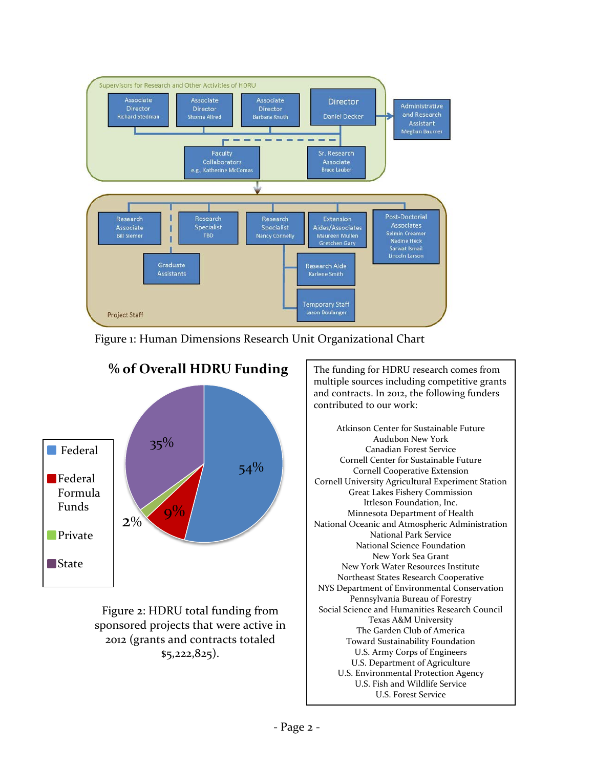Supervisors for Research and Other Activities of HDRU

Associate Director Richard Stedman

Associate Director Shorna Allred

Associate Director Barbara Knuth

Director Daniel Decker

Administrative and Research Assistant Meghan Baumer

Faculty Collaborators e.g., Katherine McComas

Sr. Research Associate Bruce Lauber

Research Associate Bill Siemer

Research Specialist TBD

Research Specialist Nancy Connelly

Extension Aides/Associates Maureen Mullen Gretchen Gary

Post-Doctorial Associates Selmin Creamer Nadine Heck Sarwat Ismail Lincoln Larson

Graduate Assistants

Research Aide Karlene Smith

Temporary Staff Jason Boulanger

Project Staff

Figure 1: Human Dimensions Research Unit Organizational Chart

**% of Overall HDRU Funding**

- Federal: 54%
- Federal Formula Funds: 9%
- Private: 2%
- State: 35%

Figure 2: HDRU total funding from sponsored projects that were active in 2012 (grants and contracts totaled $5,222,825).

The funding for HDRU research comes from multiple sources including competitive grants and contracts. In 2012, the following funders contributed to our work:

Atkinson Center for Sustainable Future
Audubon New York
Canadian Forest Service
Cornell Center for Sustainable Future
Cornell Cooperative Extension
Cornell University Agricultural Experiment Station
Great Lakes Fishery Commission
Ittleson Foundation, Inc.
Minnesota Department of Health
National Oceanic and Atmospheric Administration
National Park Service
National Science Foundation
New York Sea Grant
New York Water Resources Institute
Northeast States Research Cooperative
NYS Department of Environmental Conservation
Pennsylvania Bureau of Forestry
Social Science and Humanities Research Council
Texas A&M University
The Garden Club of America
Toward Sustainability Foundation
U.S. Army Corps of Engineers
U.S. Department of Agriculture
U.S. Environmental Protection Agency
U.S. Fish and Wildlife Service
U.S. Forest Service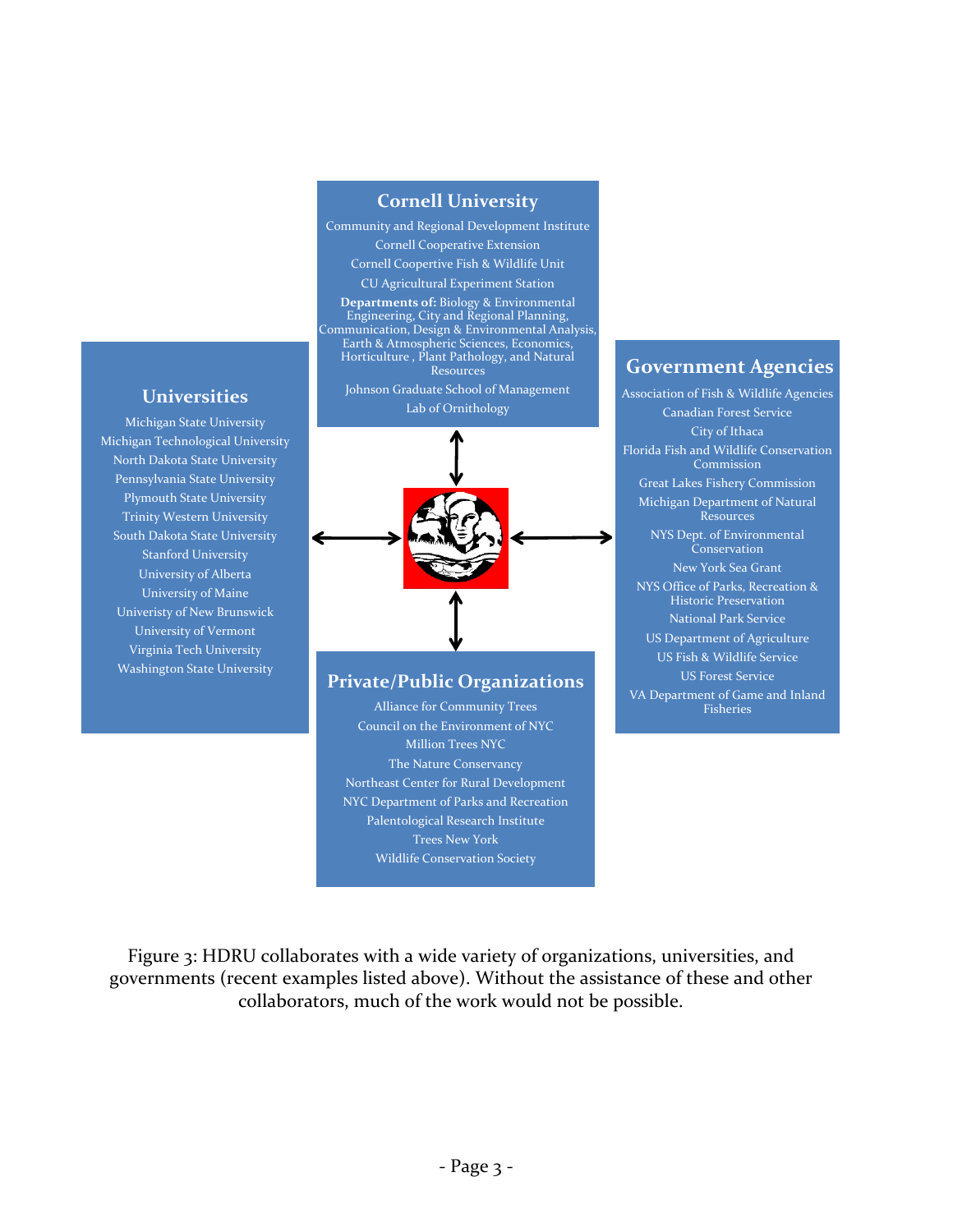## Cornell University

Community and Regional Development Institute
Cornell Cooperative Extension
Cornell Coopertive Fish & Wildlife Unit
CU Agricultural Experiment Station
**Departments of:** Biology & Environmental Engineering, City and Regional Planning, Communication, Design & Environmental Analysis, Earth & Atmospheric Sciences, Economics, Horticulture , Plant Pathology, and Natural Resources
Johnson Graduate School of Management
Lab of Ornithology

## Universities

Michigan State University
Michigan Technological University
North Dakota State University
Pennsylvania State University
Plymouth State University
Trinity Western University
South Dakota State University
Stanford University
University of Alberta
University of Maine
Univeristy of New Brunswick
University of Vermont
Virginia Tech University
Washington State University

## Government Agencies

Association of Fish & Wildlife Agencies
Canadian Forest Service
City of Ithaca
Florida Fish and Wildlife Conservation Commission
Great Lakes Fishery Commission
Michigan Department of Natural Resources
NYS Dept. of Environmental Conservation
New York Sea Grant
NYS Office of Parks, Recreation & Historic Preservation
National Park Service
US Department of Agriculture
US Fish & Wildlife Service
US Forest Service
VA Department of Game and Inland Fisheries

## Private/Public Organizations

Alliance for Community Trees
Council on the Environment of NYC
Million Trees NYC
The Nature Conservancy
Northeast Center for Rural Development
NYC Department of Parks and Recreation
Palentological Research Institute
Trees New York
Wildlife Conservation Society

Figure 3: HDRU collaborates with a wide variety of organizations, universities, and governments (recent examples listed above). Without the assistance of these and other collaborators, much of the work would not be possible.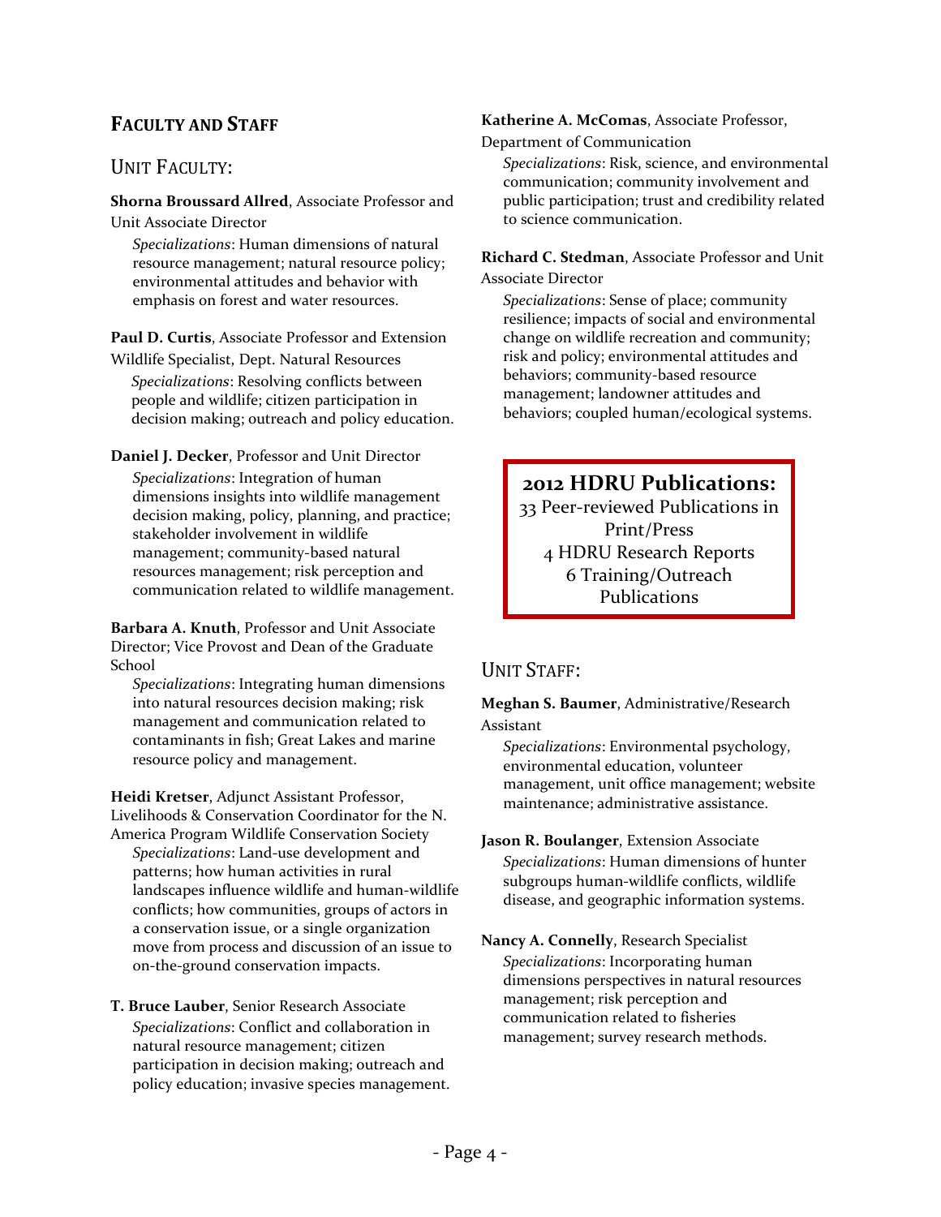## FACULTY AND STAFF

### UNIT FACULTY:

**Shorna Broussard Allred**, Associate Professor and Unit Associate Director

*Specializations*: Human dimensions of natural resource management; natural resource policy; environmental attitudes and behavior with emphasis on forest and water resources.

**Paul D. Curtis**, Associate Professor and Extension Wildlife Specialist, Dept. Natural Resources

*Specializations*: Resolving conflicts between people and wildlife; citizen participation in decision making; outreach and policy education.

**Daniel J. Decker**, Professor and Unit Director

*Specializations*: Integration of human dimensions insights into wildlife management decision making, policy, planning, and practice; stakeholder involvement in wildlife management; community-based natural resources management; risk perception and communication related to wildlife management.

**Barbara A. Knuth**, Professor and Unit Associate Director; Vice Provost and Dean of the Graduate School

*Specializations*: Integrating human dimensions into natural resources decision making; risk management and communication related to contaminants in fish; Great Lakes and marine resource policy and management.

**Heidi Kretser**, Adjunct Assistant Professor, Livelihoods & Conservation Coordinator for the N. America Program Wildlife Conservation Society

*Specializations*: Land-use development and patterns; how human activities in rural landscapes influence wildlife and human-wildlife conflicts; how communities, groups of actors in a conservation issue, or a single organization move from process and discussion of an issue to on-the-ground conservation impacts.

**T. Bruce Lauber**, Senior Research Associate

*Specializations*: Conflict and collaboration in natural resource management; citizen participation in decision making; outreach and policy education; invasive species management.

**Katherine A. McComas**, Associate Professor, Department of Communication

*Specializations*: Risk, science, and environmental communication; community involvement and public participation; trust and credibility related to science communication.

**Richard C. Stedman**, Associate Professor and Unit Associate Director

*Specializations*: Sense of place; community resilience; impacts of social and environmental change on wildlife recreation and community; risk and policy; environmental attitudes and behaviors; community-based resource management; landowner attitudes and behaviors; coupled human/ecological systems.

**2012 HDRU Publications:**
33 Peer-reviewed Publications in Print/Press
4 HDRU Research Reports
6 Training/Outreach Publications

### UNIT STAFF:

**Meghan S. Baumer**, Administrative/Research Assistant

*Specializations*: Environmental psychology, environmental education, volunteer management, unit office management; website maintenance; administrative assistance.

**Jason R. Boulanger**, Extension Associate

*Specializations*: Human dimensions of hunter subgroups human-wildlife conflicts, wildlife disease, and geographic information systems.

**Nancy A. Connelly**, Research Specialist

*Specializations*: Incorporating human dimensions perspectives in natural resources management; risk perception and communication related to fisheries management; survey research methods.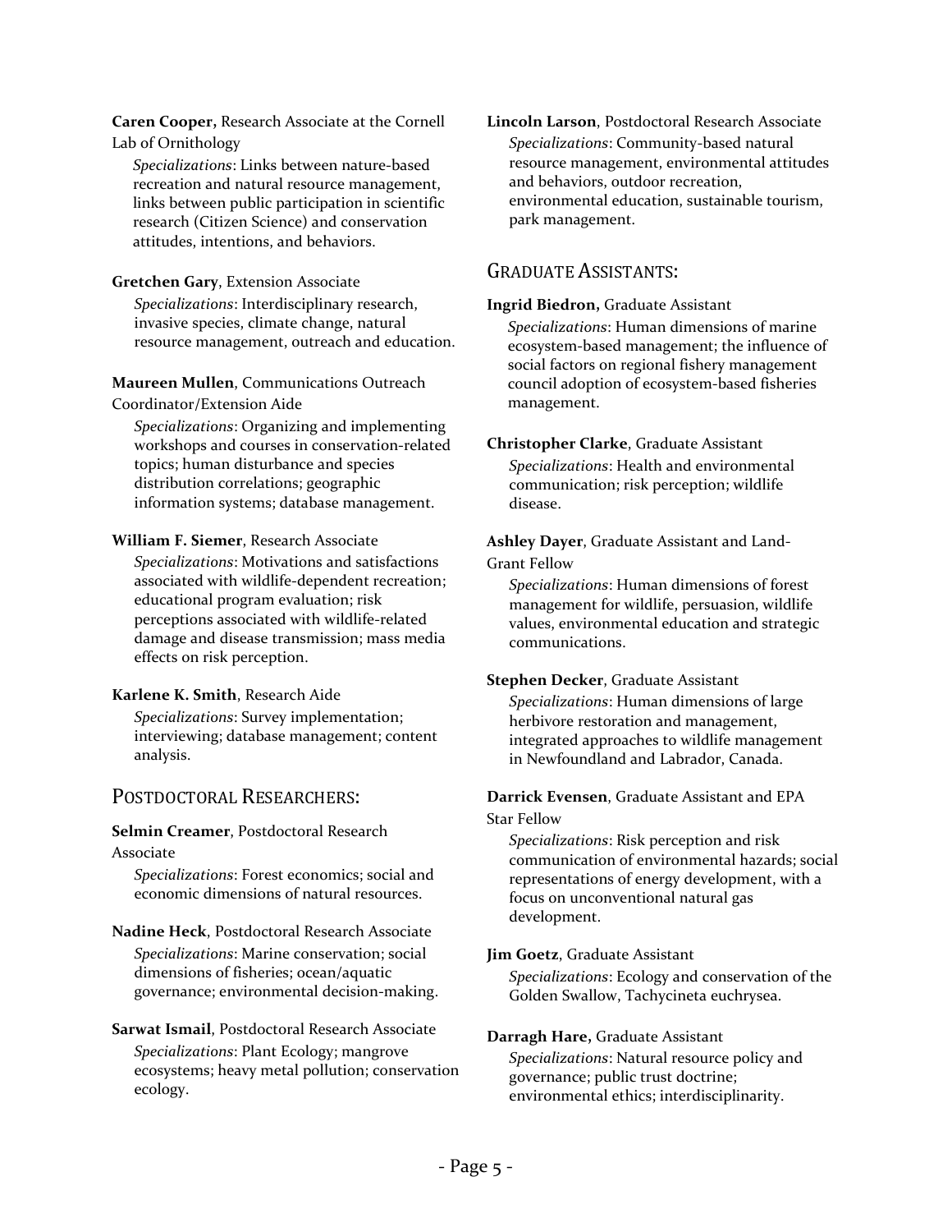**Caren Cooper,** Research Associate at the Cornell Lab of Ornithology

*Specializations*: Links between nature-based recreation and natural resource management, links between public participation in scientific research (Citizen Science) and conservation attitudes, intentions, and behaviors.

**Gretchen Gary**, Extension Associate

*Specializations*: Interdisciplinary research, invasive species, climate change, natural resource management, outreach and education.

**Maureen Mullen**, Communications Outreach Coordinator/Extension Aide

*Specializations*: Organizing and implementing workshops and courses in conservation-related topics; human disturbance and species distribution correlations; geographic information systems; database management.

**William F. Siemer**, Research Associate

*Specializations*: Motivations and satisfactions associated with wildlife-dependent recreation; educational program evaluation; risk perceptions associated with wildlife-related damage and disease transmission; mass media effects on risk perception.

**Karlene K. Smith**, Research Aide

*Specializations*: Survey implementation; interviewing; database management; content analysis.

## Postdoctoral Researchers:

**Selmin Creamer**, Postdoctoral Research Associate

*Specializations*: Forest economics; social and economic dimensions of natural resources.

**Nadine Heck**, Postdoctoral Research Associate

*Specializations*: Marine conservation; social dimensions of fisheries; ocean/aquatic governance; environmental decision-making.

**Sarwat Ismail**, Postdoctoral Research Associate

*Specializations*: Plant Ecology; mangrove ecosystems; heavy metal pollution; conservation ecology.

**Lincoln Larson**, Postdoctoral Research Associate

*Specializations*: Community-based natural resource management, environmental attitudes and behaviors, outdoor recreation, environmental education, sustainable tourism, park management.

## Graduate Assistants:

**Ingrid Biedron,** Graduate Assistant

*Specializations*: Human dimensions of marine ecosystem-based management; the influence of social factors on regional fishery management council adoption of ecosystem-based fisheries management.

**Christopher Clarke**, Graduate Assistant

*Specializations*: Health and environmental communication; risk perception; wildlife disease.

**Ashley Dayer**, Graduate Assistant and Land-Grant Fellow

*Specializations*: Human dimensions of forest management for wildlife, persuasion, wildlife values, environmental education and strategic communications.

**Stephen Decker**, Graduate Assistant

*Specializations*: Human dimensions of large herbivore restoration and management, integrated approaches to wildlife management in Newfoundland and Labrador, Canada.

**Darrick Evensen**, Graduate Assistant and EPA Star Fellow

*Specializations*: Risk perception and risk communication of environmental hazards; social representations of energy development, with a focus on unconventional natural gas development.

**Jim Goetz**, Graduate Assistant

*Specializations*: Ecology and conservation of the Golden Swallow, Tachycineta euchrysea.

**Darragh Hare,** Graduate Assistant

*Specializations*: Natural resource policy and governance; public trust doctrine; environmental ethics; interdisciplinarity.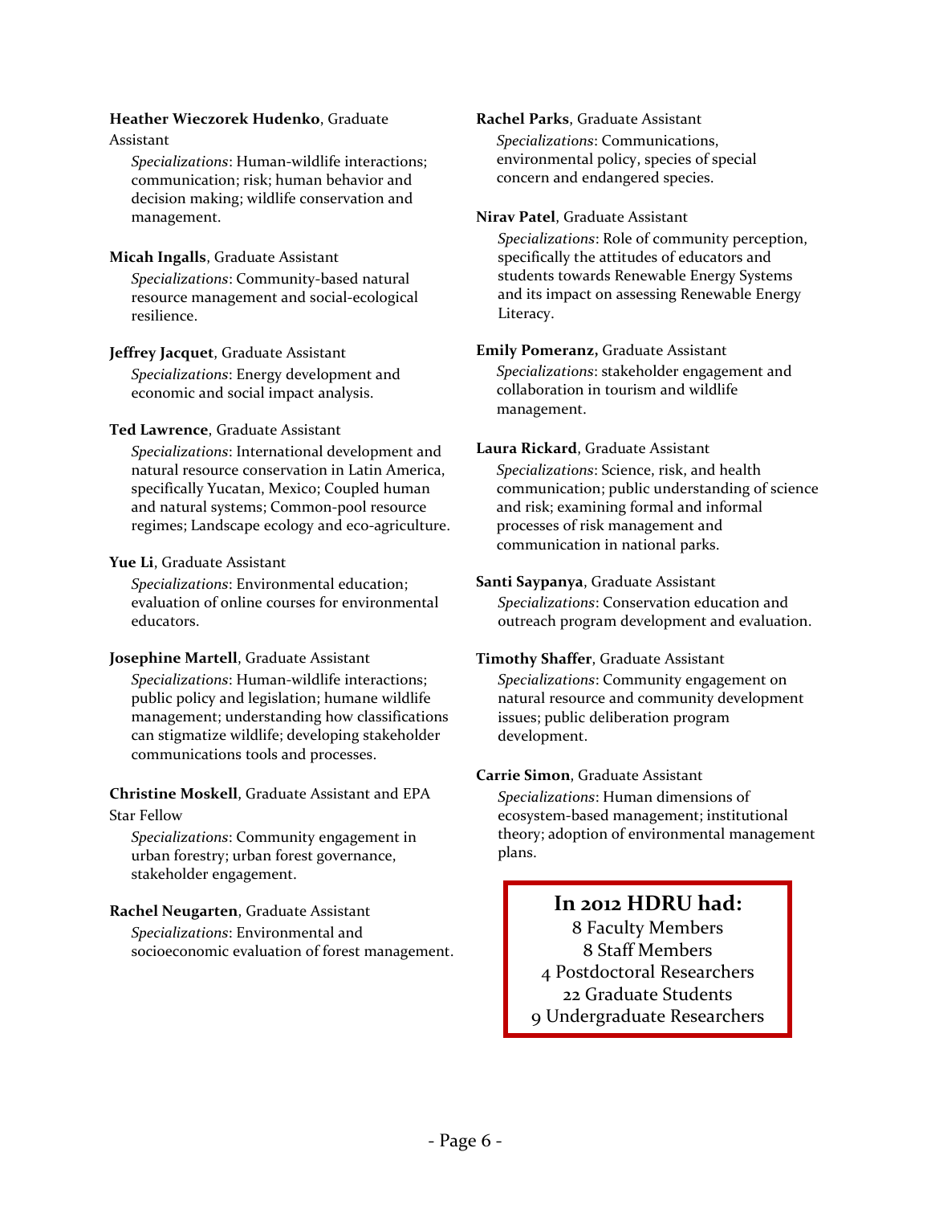**Heather Wieczorek Hudenko**, Graduate Assistant

*Specializations*: Human-wildlife interactions; communication; risk; human behavior and decision making; wildlife conservation and management.

**Micah Ingalls**, Graduate Assistant

*Specializations*: Community-based natural resource management and social-ecological resilience.

**Jeffrey Jacquet**, Graduate Assistant

*Specializations*: Energy development and economic and social impact analysis.

**Ted Lawrence**, Graduate Assistant

*Specializations*: International development and natural resource conservation in Latin America, specifically Yucatan, Mexico; Coupled human and natural systems; Common-pool resource regimes; Landscape ecology and eco-agriculture.

**Yue Li**, Graduate Assistant

*Specializations*: Environmental education; evaluation of online courses for environmental educators.

**Josephine Martell**, Graduate Assistant

*Specializations*: Human-wildlife interactions; public policy and legislation; humane wildlife management; understanding how classifications can stigmatize wildlife; developing stakeholder communications tools and processes.

**Christine Moskell**, Graduate Assistant and EPA Star Fellow

*Specializations*: Community engagement in urban forestry; urban forest governance, stakeholder engagement.

**Rachel Neugarten**, Graduate Assistant

*Specializations*: Environmental and socioeconomic evaluation of forest management.

**Rachel Parks**, Graduate Assistant

*Specializations*: Communications, environmental policy, species of special concern and endangered species.

**Nirav Patel**, Graduate Assistant

*Specializations*: Role of community perception, specifically the attitudes of educators and students towards Renewable Energy Systems and its impact on assessing Renewable Energy Literacy.

**Emily Pomeranz,** Graduate Assistant

*Specializations*: stakeholder engagement and collaboration in tourism and wildlife management.

**Laura Rickard**, Graduate Assistant

*Specializations*: Science, risk, and health communication; public understanding of science and risk; examining formal and informal processes of risk management and communication in national parks.

**Santi Saypanya**, Graduate Assistant

*Specializations*: Conservation education and outreach program development and evaluation.

**Timothy Shaffer**, Graduate Assistant

*Specializations*: Community engagement on natural resource and community development issues; public deliberation program development.

**Carrie Simon**, Graduate Assistant

*Specializations*: Human dimensions of ecosystem-based management; institutional theory; adoption of environmental management plans.

**In 2012 HDRU had:**

8 Faculty Members
8 Staff Members
4 Postdoctoral Researchers
22 Graduate Students
9 Undergraduate Researchers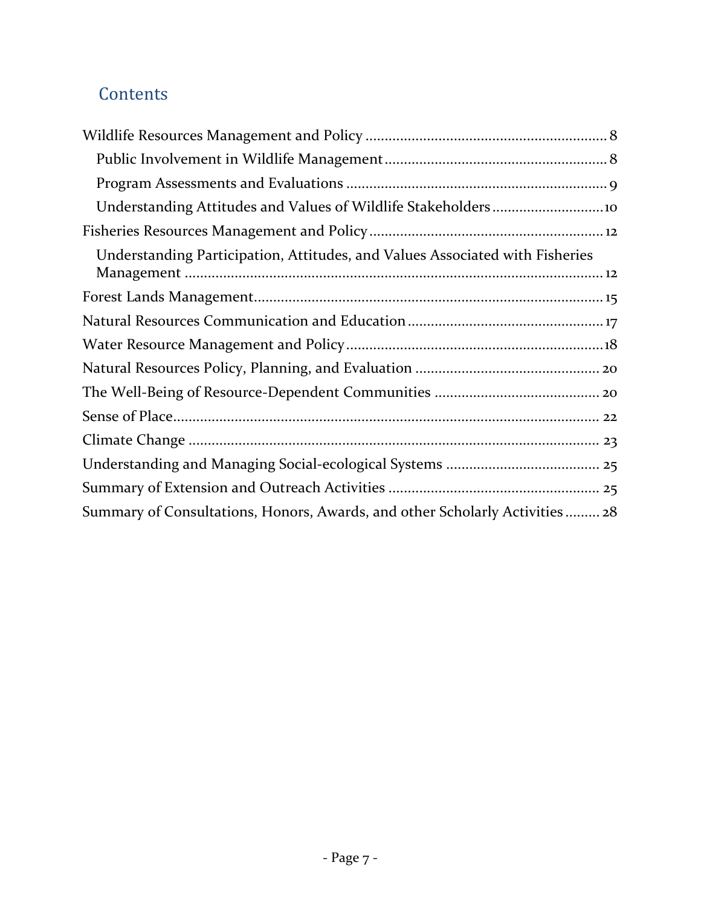## Contents

- Wildlife Resources Management and Policy ........ 8
  - Public Involvement in Wildlife Management ........ 8
  - Program Assessments and Evaluations ........ 9
  - Understanding Attitudes and Values of Wildlife Stakeholders ........ 10
- Fisheries Resources Management and Policy ........ 12
  - Understanding Participation, Attitudes, and Values Associated with Fisheries Management ........ 12
- Forest Lands Management ........ 15
- Natural Resources Communication and Education ........ 17
- Water Resource Management and Policy ........ 18
- Natural Resources Policy, Planning, and Evaluation ........ 20
- The Well-Being of Resource-Dependent Communities ........ 20
- Sense of Place ........ 22
- Climate Change ........ 23
- Understanding and Managing Social-ecological Systems ........ 25
- Summary of Extension and Outreach Activities ........ 25
- Summary of Consultations, Honors, Awards, and other Scholarly Activities ........ 28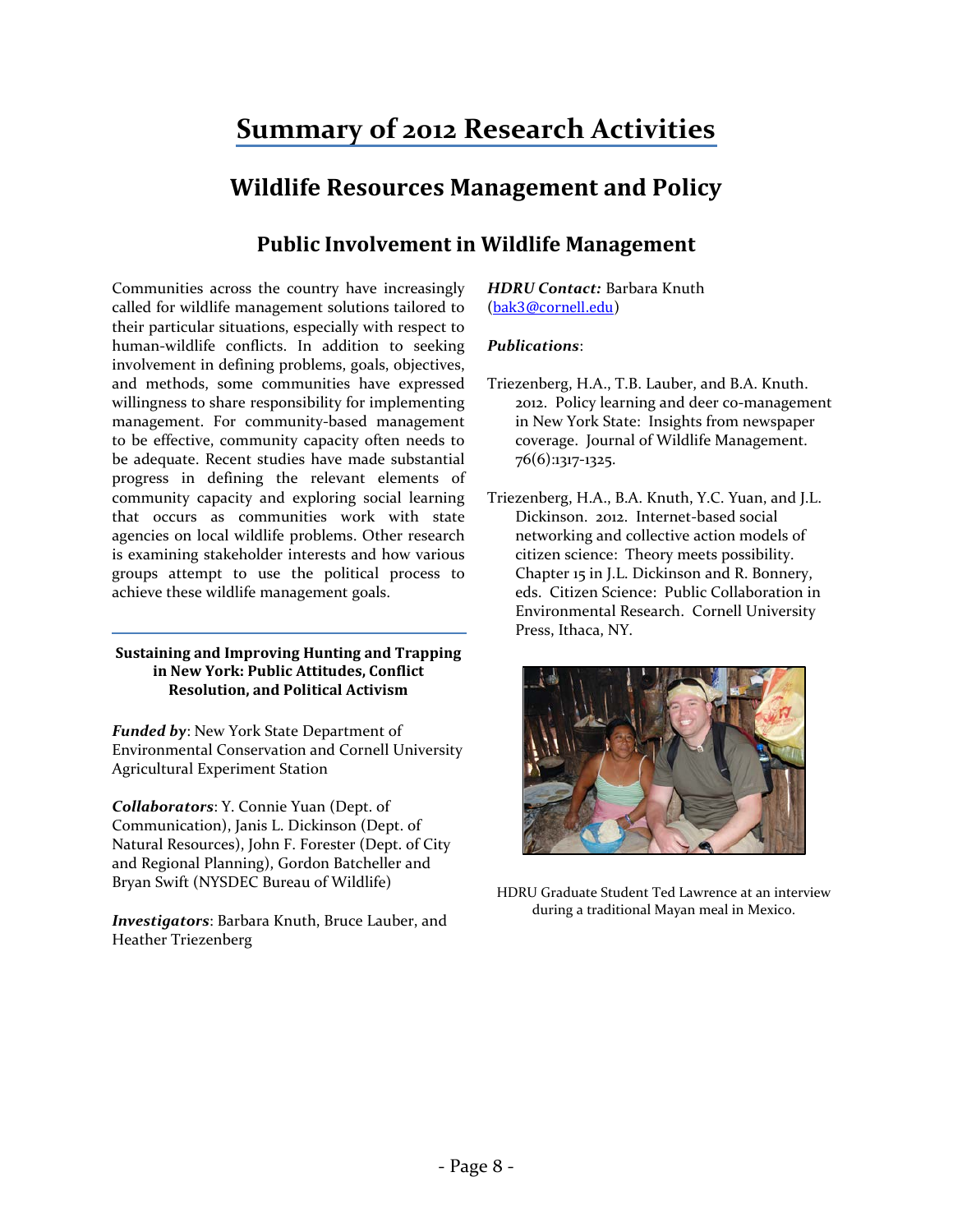# Summary of 2012 Research Activities

## Wildlife Resources Management and Policy

### Public Involvement in Wildlife Management

Communities across the country have increasingly called for wildlife management solutions tailored to their particular situations, especially with respect to human-wildlife conflicts. In addition to seeking involvement in defining problems, goals, objectives, and methods, some communities have expressed willingness to share responsibility for implementing management. For community-based management to be effective, community capacity often needs to be adequate. Recent studies have made substantial progress in defining the relevant elements of community capacity and exploring social learning that occurs as communities work with state agencies on local wildlife problems. Other research is examining stakeholder interests and how various groups attempt to use the political process to achieve these wildlife management goals.

**Sustaining and Improving Hunting and Trapping in New York: Public Attitudes, Conflict Resolution, and Political Activism**

***Funded by***: New York State Department of Environmental Conservation and Cornell University Agricultural Experiment Station

***Collaborators***: Y. Connie Yuan (Dept. of Communication), Janis L. Dickinson (Dept. of Natural Resources), John F. Forester (Dept. of City and Regional Planning), Gordon Batcheller and Bryan Swift (NYSDEC Bureau of Wildlife)

***Investigators***: Barbara Knuth, Bruce Lauber, and Heather Triezenberg

***HDRU Contact:*** Barbara Knuth (bak3@cornell.edu)

***Publications***:

Triezenberg, H.A., T.B. Lauber, and B.A. Knuth. 2012. Policy learning and deer co-management in New York State: Insights from newspaper coverage. Journal of Wildlife Management. 76(6):1317-1325.

Triezenberg, H.A., B.A. Knuth, Y.C. Yuan, and J.L. Dickinson. 2012. Internet-based social networking and collective action models of citizen science: Theory meets possibility. Chapter 15 in J.L. Dickinson and R. Bonnery, eds. Citizen Science: Public Collaboration in Environmental Research. Cornell University Press, Ithaca, NY.

HDRU Graduate Student Ted Lawrence at an interview during a traditional Mayan meal in Mexico.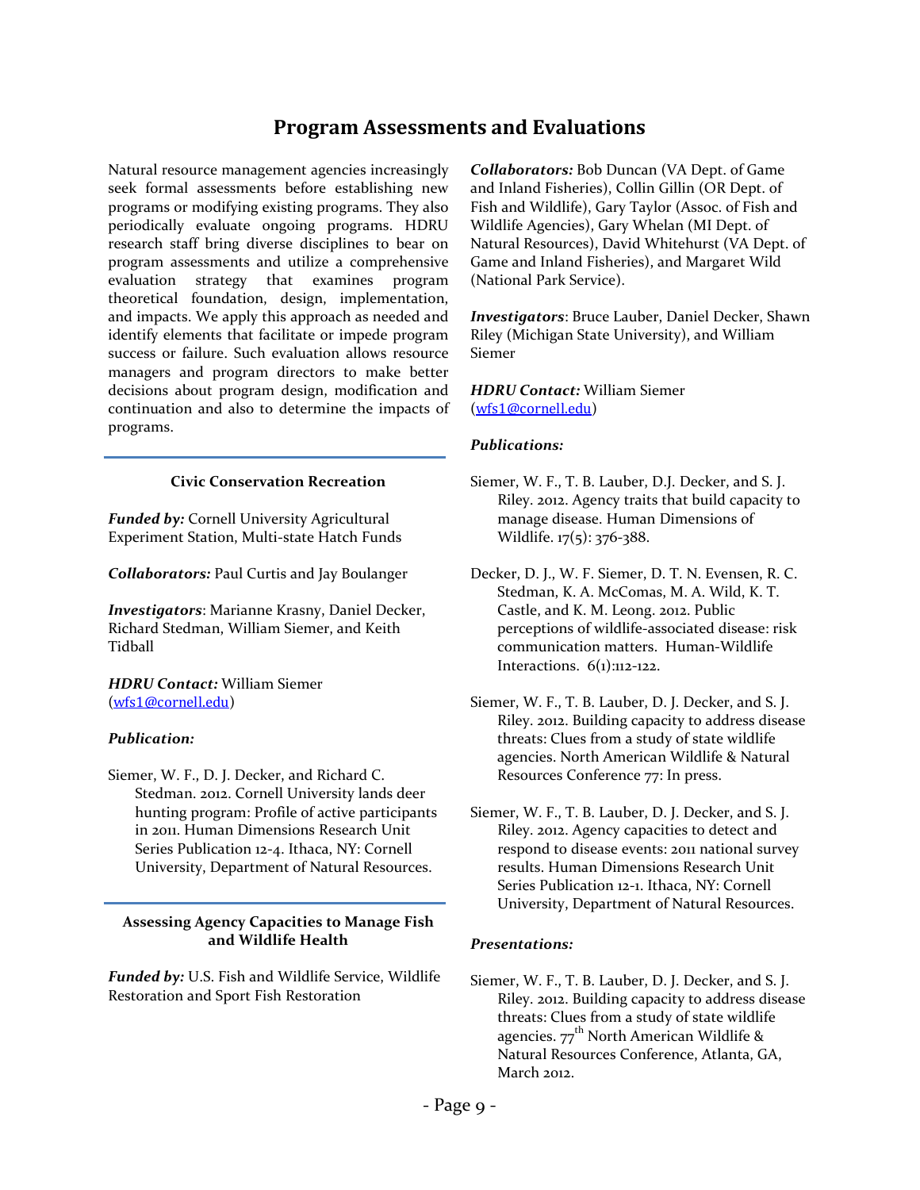# Program Assessments and Evaluations

Natural resource management agencies increasingly seek formal assessments before establishing new programs or modifying existing programs. They also periodically evaluate ongoing programs. HDRU research staff bring diverse disciplines to bear on program assessments and utilize a comprehensive evaluation strategy that examines program theoretical foundation, design, implementation, and impacts. We apply this approach as needed and identify elements that facilitate or impede program success or failure. Such evaluation allows resource managers and program directors to make better decisions about program design, modification and continuation and also to determine the impacts of programs.

---

### Civic Conservation Recreation

***Funded by:*** Cornell University Agricultural Experiment Station, Multi-state Hatch Funds

***Collaborators:*** Paul Curtis and Jay Boulanger

***Investigators***: Marianne Krasny, Daniel Decker, Richard Stedman, William Siemer, and Keith Tidball

***HDRU Contact:*** William Siemer (wfs1@cornell.edu)

***Publication:***

Siemer, W. F., D. J. Decker, and Richard C. Stedman. 2012. Cornell University lands deer hunting program: Profile of active participants in 2011. Human Dimensions Research Unit Series Publication 12-4. Ithaca, NY: Cornell University, Department of Natural Resources.

---

### Assessing Agency Capacities to Manage Fish and Wildlife Health

***Funded by:*** U.S. Fish and Wildlife Service, Wildlife Restoration and Sport Fish Restoration

***Collaborators:*** Bob Duncan (VA Dept. of Game and Inland Fisheries), Collin Gillin (OR Dept. of Fish and Wildlife), Gary Taylor (Assoc. of Fish and Wildlife Agencies), Gary Whelan (MI Dept. of Natural Resources), David Whitehurst (VA Dept. of Game and Inland Fisheries), and Margaret Wild (National Park Service).

***Investigators***: Bruce Lauber, Daniel Decker, Shawn Riley (Michigan State University), and William Siemer

***HDRU Contact:*** William Siemer (wfs1@cornell.edu)

***Publications:***

Siemer, W. F., T. B. Lauber, D.J. Decker, and S. J. Riley. 2012. Agency traits that build capacity to manage disease. Human Dimensions of Wildlife. 17(5): 376-388.

Decker, D. J., W. F. Siemer, D. T. N. Evensen, R. C. Stedman, K. A. McComas, M. A. Wild, K. T. Castle, and K. M. Leong. 2012. Public perceptions of wildlife-associated disease: risk communication matters. Human-Wildlife Interactions. 6(1):112-122.

Siemer, W. F., T. B. Lauber, D. J. Decker, and S. J. Riley. 2012. Building capacity to address disease threats: Clues from a study of state wildlife agencies. North American Wildlife & Natural Resources Conference 77: In press.

Siemer, W. F., T. B. Lauber, D. J. Decker, and S. J. Riley. 2012. Agency capacities to detect and respond to disease events: 2011 national survey results. Human Dimensions Research Unit Series Publication 12-1. Ithaca, NY: Cornell University, Department of Natural Resources.

***Presentations:***

Siemer, W. F., T. B. Lauber, D. J. Decker, and S. J. Riley. 2012. Building capacity to address disease threats: Clues from a study of state wildlife agencies. 77th North American Wildlife & Natural Resources Conference, Atlanta, GA, March 2012.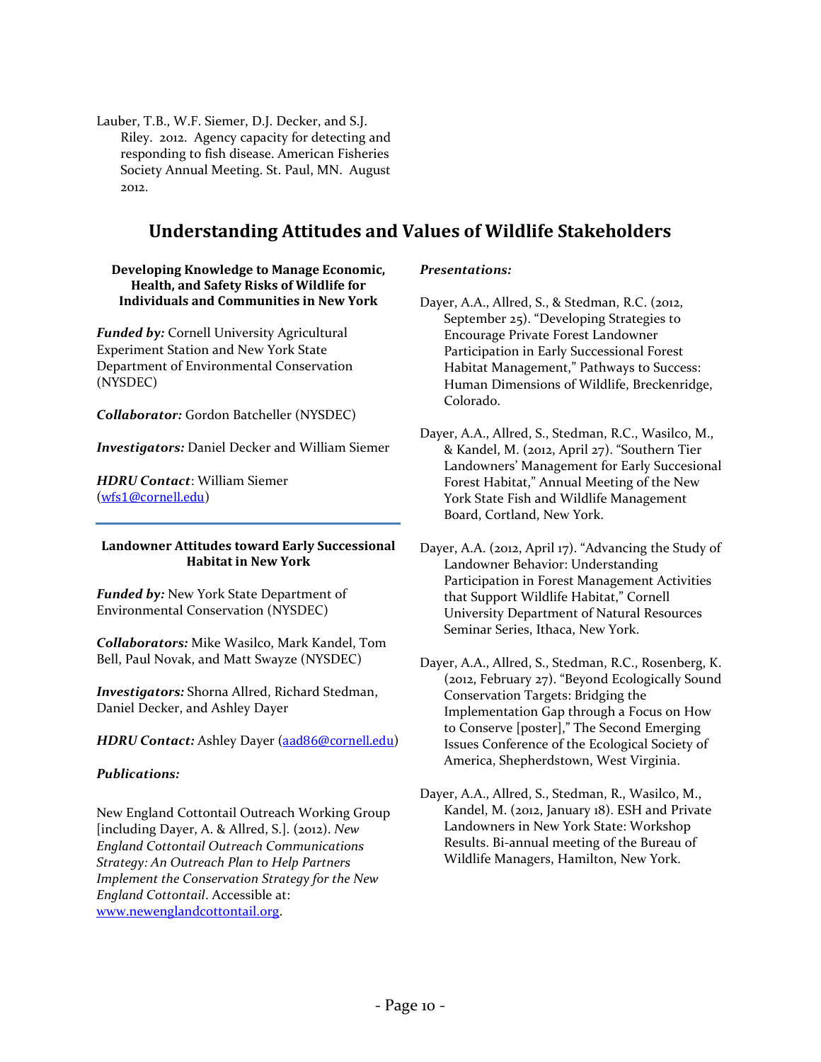Lauber, T.B., W.F. Siemer, D.J. Decker, and S.J. Riley. 2012. Agency capacity for detecting and responding to fish disease. American Fisheries Society Annual Meeting. St. Paul, MN. August 2012.

# Understanding Attitudes and Values of Wildlife Stakeholders

### Developing Knowledge to Manage Economic, Health, and Safety Risks of Wildlife for Individuals and Communities in New York

***Funded by:*** Cornell University Agricultural Experiment Station and New York State Department of Environmental Conservation (NYSDEC)

***Collaborator:*** Gordon Batcheller (NYSDEC)

***Investigators:*** Daniel Decker and William Siemer

***HDRU Contact***: William Siemer (wfs1@cornell.edu)

---

### Landowner Attitudes toward Early Successional Habitat in New York

***Funded by:*** New York State Department of Environmental Conservation (NYSDEC)

***Collaborators:*** Mike Wasilco, Mark Kandel, Tom Bell, Paul Novak, and Matt Swayze (NYSDEC)

***Investigators:*** Shorna Allred, Richard Stedman, Daniel Decker, and Ashley Dayer

***HDRU Contact:*** Ashley Dayer (aad86@cornell.edu)

***Publications:***

New England Cottontail Outreach Working Group [including Dayer, A. & Allred, S.]. (2012). *New England Cottontail Outreach Communications Strategy: An Outreach Plan to Help Partners Implement the Conservation Strategy for the New England Cottontail*. Accessible at: www.newenglandcottontail.org.

***Presentations:***

Dayer, A.A., Allred, S., & Stedman, R.C. (2012, September 25). "Developing Strategies to Encourage Private Forest Landowner Participation in Early Successional Forest Habitat Management," Pathways to Success: Human Dimensions of Wildlife, Breckenridge, Colorado.

Dayer, A.A., Allred, S., Stedman, R.C., Wasilco, M., & Kandel, M. (2012, April 27). "Southern Tier Landowners' Management for Early Succesional Forest Habitat," Annual Meeting of the New York State Fish and Wildlife Management Board, Cortland, New York.

Dayer, A.A. (2012, April 17). "Advancing the Study of Landowner Behavior: Understanding Participation in Forest Management Activities that Support Wildlife Habitat," Cornell University Department of Natural Resources Seminar Series, Ithaca, New York.

Dayer, A.A., Allred, S., Stedman, R.C., Rosenberg, K. (2012, February 27). "Beyond Ecologically Sound Conservation Targets: Bridging the Implementation Gap through a Focus on How to Conserve [poster]," The Second Emerging Issues Conference of the Ecological Society of America, Shepherdstown, West Virginia.

Dayer, A.A., Allred, S., Stedman, R., Wasilco, M., Kandel, M. (2012, January 18). ESH and Private Landowners in New York State: Workshop Results. Bi-annual meeting of the Bureau of Wildlife Managers, Hamilton, New York.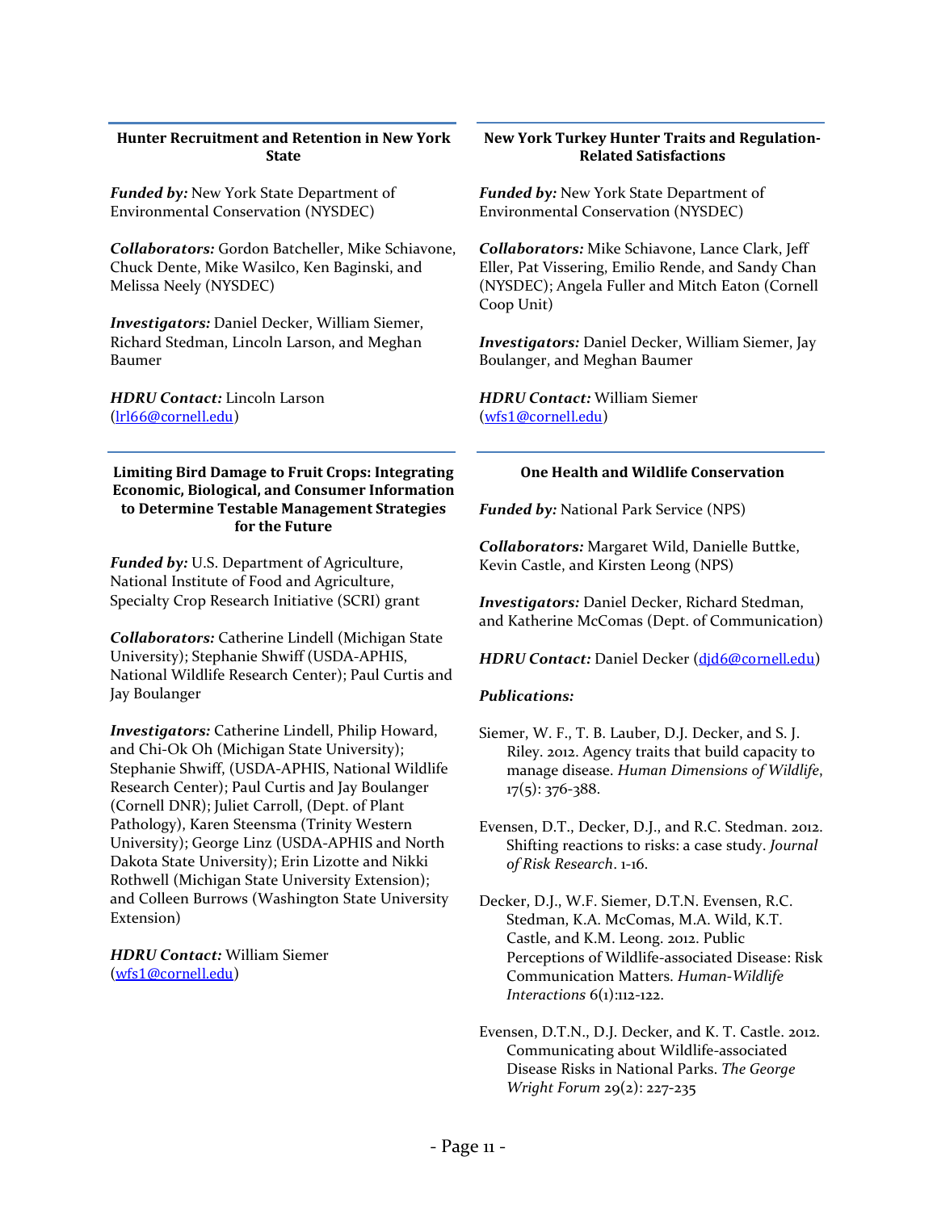### Hunter Recruitment and Retention in New York State

***Funded by:*** New York State Department of Environmental Conservation (NYSDEC)

***Collaborators:*** Gordon Batcheller, Mike Schiavone, Chuck Dente, Mike Wasilco, Ken Baginski, and Melissa Neely (NYSDEC)

***Investigators:*** Daniel Decker, William Siemer, Richard Stedman, Lincoln Larson, and Meghan Baumer

***HDRU Contact:*** Lincoln Larson (lrl66@cornell.edu)

### Limiting Bird Damage to Fruit Crops: Integrating Economic, Biological, and Consumer Information to Determine Testable Management Strategies for the Future

***Funded by:*** U.S. Department of Agriculture, National Institute of Food and Agriculture, Specialty Crop Research Initiative (SCRI) grant

***Collaborators:*** Catherine Lindell (Michigan State University); Stephanie Shwiff (USDA-APHIS, National Wildlife Research Center); Paul Curtis and Jay Boulanger

***Investigators:*** Catherine Lindell, Philip Howard, and Chi-Ok Oh (Michigan State University); Stephanie Shwiff, (USDA-APHIS, National Wildlife Research Center); Paul Curtis and Jay Boulanger (Cornell DNR); Juliet Carroll, (Dept. of Plant Pathology), Karen Steensma (Trinity Western University); George Linz (USDA-APHIS and North Dakota State University); Erin Lizotte and Nikki Rothwell (Michigan State University Extension); and Colleen Burrows (Washington State University Extension)

***HDRU Contact:*** William Siemer (wfs1@cornell.edu)

### New York Turkey Hunter Traits and Regulation-Related Satisfactions

***Funded by:*** New York State Department of Environmental Conservation (NYSDEC)

***Collaborators:*** Mike Schiavone, Lance Clark, Jeff Eller, Pat Vissering, Emilio Rende, and Sandy Chan (NYSDEC); Angela Fuller and Mitch Eaton (Cornell Coop Unit)

***Investigators:*** Daniel Decker, William Siemer, Jay Boulanger, and Meghan Baumer

***HDRU Contact:*** William Siemer (wfs1@cornell.edu)

### One Health and Wildlife Conservation

***Funded by:*** National Park Service (NPS)

***Collaborators:*** Margaret Wild, Danielle Buttke, Kevin Castle, and Kirsten Leong (NPS)

***Investigators:*** Daniel Decker, Richard Stedman, and Katherine McComas (Dept. of Communication)

***HDRU Contact:*** Daniel Decker (djd6@cornell.edu)

***Publications:***

Siemer, W. F., T. B. Lauber, D.J. Decker, and S. J. Riley. 2012. Agency traits that build capacity to manage disease. *Human Dimensions of Wildlife*, 17(5): 376-388.

Evensen, D.T., Decker, D.J., and R.C. Stedman. 2012. Shifting reactions to risks: a case study. *Journal of Risk Research*. 1-16.

Decker, D.J., W.F. Siemer, D.T.N. Evensen, R.C. Stedman, K.A. McComas, M.A. Wild, K.T. Castle, and K.M. Leong. 2012. Public Perceptions of Wildlife-associated Disease: Risk Communication Matters. *Human-Wildlife Interactions* 6(1):112-122.

Evensen, D.T.N., D.J. Decker, and K. T. Castle. 2012. Communicating about Wildlife-associated Disease Risks in National Parks. *The George Wright Forum* 29(2): 227-235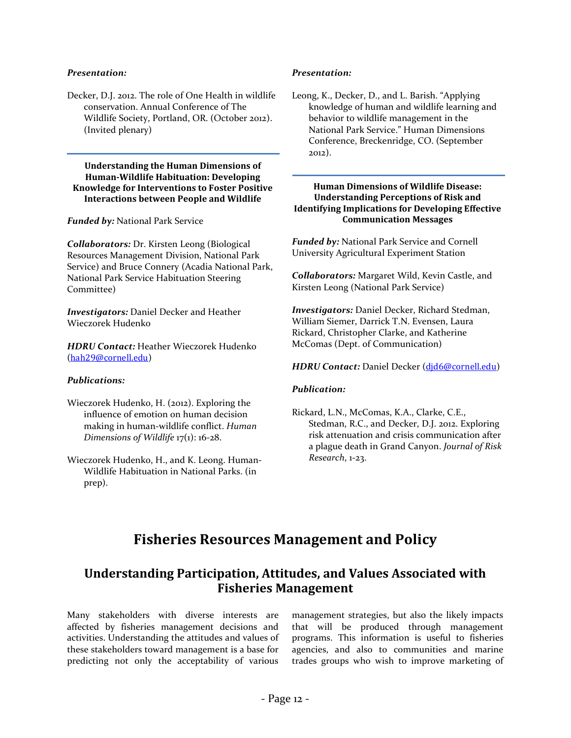***Presentation:***

Decker, D.J. 2012. The role of One Health in wildlife conservation. Annual Conference of The Wildlife Society, Portland, OR. (October 2012). (Invited plenary)

---

**Understanding the Human Dimensions of Human-Wildlife Habituation: Developing Knowledge for Interventions to Foster Positive Interactions between People and Wildlife**

***Funded by:*** National Park Service

***Collaborators:*** Dr. Kirsten Leong (Biological Resources Management Division, National Park Service) and Bruce Connery (Acadia National Park, National Park Service Habituation Steering Committee)

***Investigators:*** Daniel Decker and Heather Wieczorek Hudenko

***HDRU Contact:*** Heather Wieczorek Hudenko (hah29@cornell.edu)

***Publications:***

Wieczorek Hudenko, H. (2012). Exploring the influence of emotion on human decision making in human-wildlife conflict. *Human Dimensions of Wildlife* 17(1): 16-28.

Wieczorek Hudenko, H., and K. Leong. Human-Wildlife Habituation in National Parks. (in prep).

***Presentation:***

Leong, K., Decker, D., and L. Barish. "Applying knowledge of human and wildlife learning and behavior to wildlife management in the National Park Service." Human Dimensions Conference, Breckenridge, CO. (September 2012).

---

**Human Dimensions of Wildlife Disease: Understanding Perceptions of Risk and Identifying Implications for Developing Effective Communication Messages**

***Funded by:*** National Park Service and Cornell University Agricultural Experiment Station

***Collaborators:*** Margaret Wild, Kevin Castle, and Kirsten Leong (National Park Service)

***Investigators:*** Daniel Decker, Richard Stedman, William Siemer, Darrick T.N. Evensen, Laura Rickard, Christopher Clarke, and Katherine McComas (Dept. of Communication)

***HDRU Contact:*** Daniel Decker (djd6@cornell.edu)

***Publication:***

Rickard, L.N., McComas, K.A., Clarke, C.E., Stedman, R.C., and Decker, D.J. 2012. Exploring risk attenuation and crisis communication after a plague death in Grand Canyon. *Journal of Risk Research*, 1-23.

# Fisheries Resources Management and Policy

## Understanding Participation, Attitudes, and Values Associated with Fisheries Management

Many stakeholders with diverse interests are affected by fisheries management decisions and activities. Understanding the attitudes and values of these stakeholders toward management is a base for predicting not only the acceptability of various management strategies, but also the likely impacts that will be produced through management programs. This information is useful to fisheries agencies, and also to communities and marine trades groups who wish to improve marketing of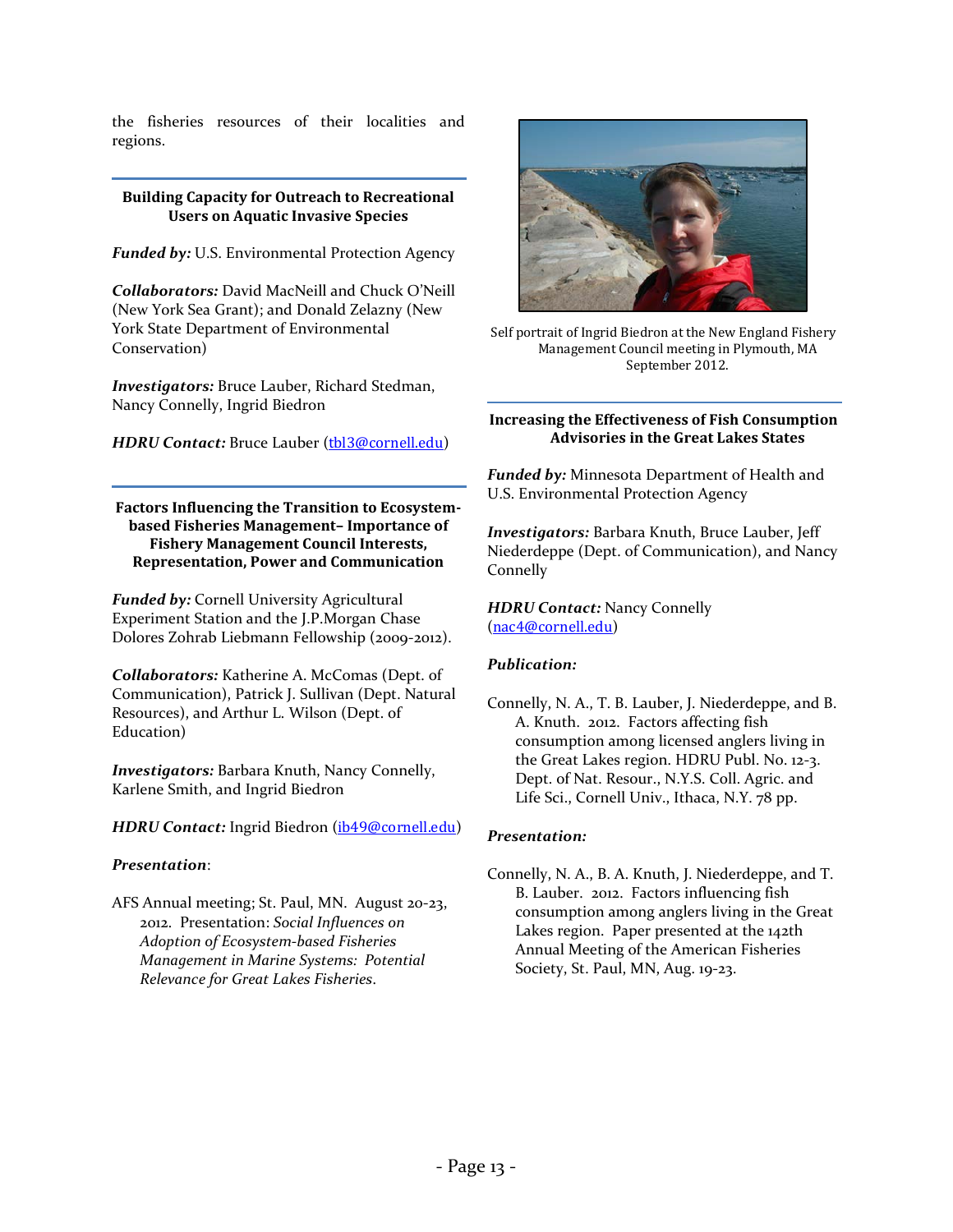the fisheries resources of their localities and regions.

### Building Capacity for Outreach to Recreational Users on Aquatic Invasive Species

***Funded by:*** U.S. Environmental Protection Agency

***Collaborators:*** David MacNeill and Chuck O'Neill (New York Sea Grant); and Donald Zelazny (New York State Department of Environmental Conservation)

***Investigators:*** Bruce Lauber, Richard Stedman, Nancy Connelly, Ingrid Biedron

***HDRU Contact:*** Bruce Lauber (tbl3@cornell.edu)

### Factors Influencing the Transition to Ecosystem-based Fisheries Management– Importance of Fishery Management Council Interests, Representation, Power and Communication

***Funded by:*** Cornell University Agricultural Experiment Station and the J.P.Morgan Chase Dolores Zohrab Liebmann Fellowship (2009-2012).

***Collaborators:*** Katherine A. McComas (Dept. of Communication), Patrick J. Sullivan (Dept. Natural Resources), and Arthur L. Wilson (Dept. of Education)

***Investigators:*** Barbara Knuth, Nancy Connelly, Karlene Smith, and Ingrid Biedron

***HDRU Contact:*** Ingrid Biedron (ib49@cornell.edu)

***Presentation***:

AFS Annual meeting; St. Paul, MN. August 20-23, 2012. Presentation: *Social Influences on Adoption of Ecosystem-based Fisheries Management in Marine Systems: Potential Relevance for Great Lakes Fisheries*.

Self portrait of Ingrid Biedron at the New England Fishery Management Council meeting in Plymouth, MA September 2012.

### Increasing the Effectiveness of Fish Consumption Advisories in the Great Lakes States

***Funded by:*** Minnesota Department of Health and U.S. Environmental Protection Agency

***Investigators:*** Barbara Knuth, Bruce Lauber, Jeff Niederdeppe (Dept. of Communication), and Nancy Connelly

***HDRU Contact:*** Nancy Connelly (nac4@cornell.edu)

***Publication:***

Connelly, N. A., T. B. Lauber, J. Niederdeppe, and B. A. Knuth. 2012. Factors affecting fish consumption among licensed anglers living in the Great Lakes region. HDRU Publ. No. 12-3. Dept. of Nat. Resour., N.Y.S. Coll. Agric. and Life Sci., Cornell Univ., Ithaca, N.Y. 78 pp.

***Presentation:***

Connelly, N. A., B. A. Knuth, J. Niederdeppe, and T. B. Lauber. 2012. Factors influencing fish consumption among anglers living in the Great Lakes region. Paper presented at the 142th Annual Meeting of the American Fisheries Society, St. Paul, MN, Aug. 19-23.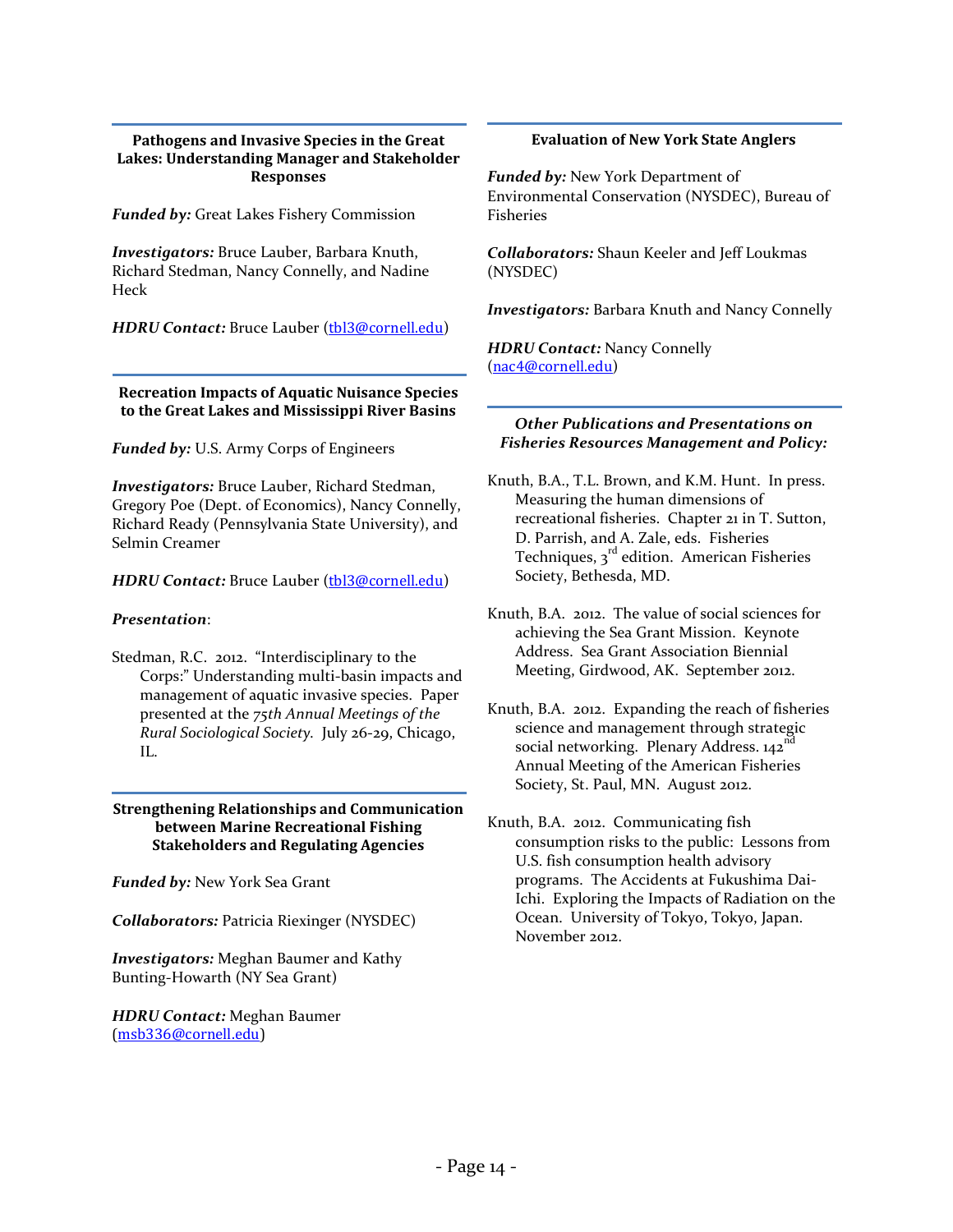### Pathogens and Invasive Species in the Great Lakes: Understanding Manager and Stakeholder Responses

***Funded by:*** Great Lakes Fishery Commission

***Investigators:*** Bruce Lauber, Barbara Knuth, Richard Stedman, Nancy Connelly, and Nadine Heck

***HDRU Contact:*** Bruce Lauber (tbl3@cornell.edu)

### Recreation Impacts of Aquatic Nuisance Species to the Great Lakes and Mississippi River Basins

***Funded by:*** U.S. Army Corps of Engineers

***Investigators:*** Bruce Lauber, Richard Stedman, Gregory Poe (Dept. of Economics), Nancy Connelly, Richard Ready (Pennsylvania State University), and Selmin Creamer

***HDRU Contact:*** Bruce Lauber (tbl3@cornell.edu)

***Presentation***:

Stedman, R.C. 2012. "Interdisciplinary to the Corps:" Understanding multi-basin impacts and management of aquatic invasive species. Paper presented at the *75th Annual Meetings of the Rural Sociological Society.* July 26-29, Chicago, IL.

### Strengthening Relationships and Communication between Marine Recreational Fishing Stakeholders and Regulating Agencies

***Funded by:*** New York Sea Grant

***Collaborators:*** Patricia Riexinger (NYSDEC)

***Investigators:*** Meghan Baumer and Kathy Bunting-Howarth (NY Sea Grant)

***HDRU Contact:*** Meghan Baumer (msb336@cornell.edu)

### Evaluation of New York State Anglers

***Funded by:*** New York Department of Environmental Conservation (NYSDEC), Bureau of Fisheries

***Collaborators:*** Shaun Keeler and Jeff Loukmas (NYSDEC)

***Investigators:*** Barbara Knuth and Nancy Connelly

***HDRU Contact:*** Nancy Connelly (nac4@cornell.edu)

### *Other Publications and Presentations on Fisheries Resources Management and Policy:*

Knuth, B.A., T.L. Brown, and K.M. Hunt. In press. Measuring the human dimensions of recreational fisheries. Chapter 21 in T. Sutton, D. Parrish, and A. Zale, eds. Fisheries Techniques, 3rd edition. American Fisheries Society, Bethesda, MD.

Knuth, B.A. 2012. The value of social sciences for achieving the Sea Grant Mission. Keynote Address. Sea Grant Association Biennial Meeting, Girdwood, AK. September 2012.

Knuth, B.A. 2012. Expanding the reach of fisheries science and management through strategic social networking. Plenary Address. 142nd Annual Meeting of the American Fisheries Society, St. Paul, MN. August 2012.

Knuth, B.A. 2012. Communicating fish consumption risks to the public: Lessons from U.S. fish consumption health advisory programs. The Accidents at Fukushima Dai-Ichi. Exploring the Impacts of Radiation on the Ocean. University of Tokyo, Tokyo, Japan. November 2012.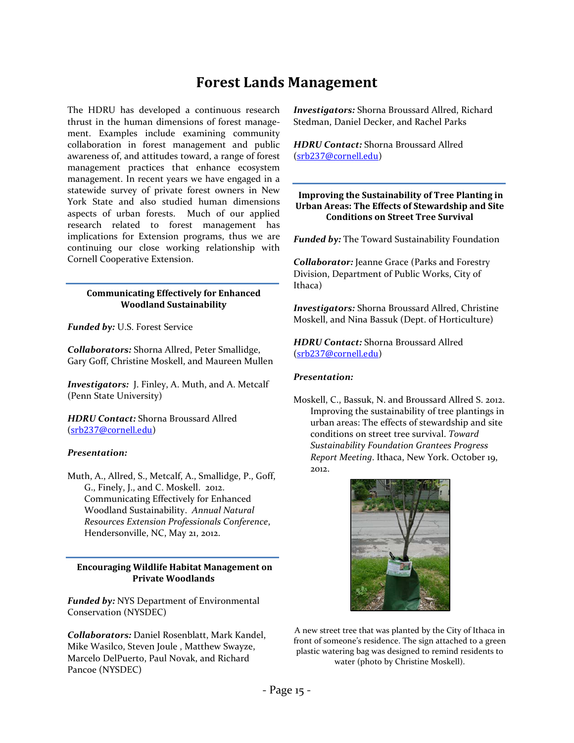# Forest Lands Management

The HDRU has developed a continuous research thrust in the human dimensions of forest management. Examples include examining community collaboration in forest management and public awareness of, and attitudes toward, a range of forest management practices that enhance ecosystem management. In recent years we have engaged in a statewide survey of private forest owners in New York State and also studied human dimensions aspects of urban forests. Much of our applied research related to forest management has implications for Extension programs, thus we are continuing our close working relationship with Cornell Cooperative Extension.

---

### Communicating Effectively for Enhanced Woodland Sustainability

***Funded by:*** U.S. Forest Service

***Collaborators:*** Shorna Allred, Peter Smallidge, Gary Goff, Christine Moskell, and Maureen Mullen

***Investigators:*** J. Finley, A. Muth, and A. Metcalf (Penn State University)

***HDRU Contact:*** Shorna Broussard Allred (srb237@cornell.edu)

***Presentation:***

Muth, A., Allred, S., Metcalf, A., Smallidge, P., Goff, G., Finely, J., and C. Moskell. 2012. Communicating Effectively for Enhanced Woodland Sustainability. *Annual Natural Resources Extension Professionals Conference*, Hendersonville, NC, May 21, 2012.

---

### Encouraging Wildlife Habitat Management on Private Woodlands

***Funded by:*** NYS Department of Environmental Conservation (NYSDEC)

***Collaborators:*** Daniel Rosenblatt, Mark Kandel, Mike Wasilco, Steven Joule , Matthew Swayze, Marcelo DelPuerto, Paul Novak, and Richard Pancoe (NYSDEC)

***Investigators:*** Shorna Broussard Allred, Richard Stedman, Daniel Decker, and Rachel Parks

***HDRU Contact:*** Shorna Broussard Allred (srb237@cornell.edu)

---

### Improving the Sustainability of Tree Planting in Urban Areas: The Effects of Stewardship and Site Conditions on Street Tree Survival

***Funded by:*** The Toward Sustainability Foundation

***Collaborator:*** Jeanne Grace (Parks and Forestry Division, Department of Public Works, City of Ithaca)

***Investigators:*** Shorna Broussard Allred, Christine Moskell, and Nina Bassuk (Dept. of Horticulture)

***HDRU Contact:*** Shorna Broussard Allred (srb237@cornell.edu)

***Presentation:***

Moskell, C., Bassuk, N. and Broussard Allred S. 2012. Improving the sustainability of tree plantings in urban areas: The effects of stewardship and site conditions on street tree survival. *Toward Sustainability Foundation Grantees Progress Report Meeting*. Ithaca, New York. October 19, 2012.

A new street tree that was planted by the City of Ithaca in front of someone's residence. The sign attached to a green plastic watering bag was designed to remind residents to water (photo by Christine Moskell).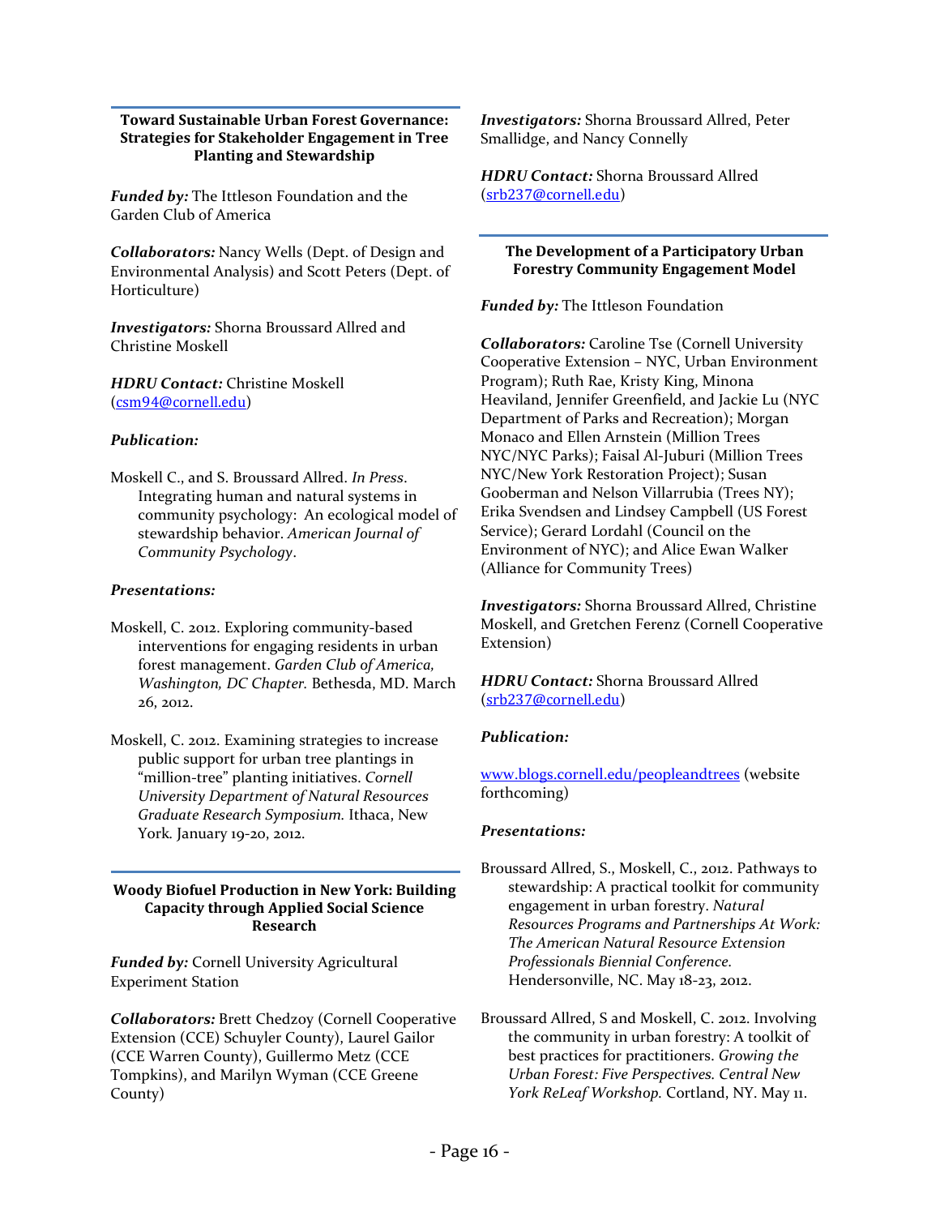### Toward Sustainable Urban Forest Governance: Strategies for Stakeholder Engagement in Tree Planting and Stewardship

***Funded by:*** The Ittleson Foundation and the Garden Club of America

***Collaborators:*** Nancy Wells (Dept. of Design and Environmental Analysis) and Scott Peters (Dept. of Horticulture)

***Investigators:*** Shorna Broussard Allred and Christine Moskell

***HDRU Contact:*** Christine Moskell (csm94@cornell.edu)

***Publication:***

Moskell C., and S. Broussard Allred. *In Press*. Integrating human and natural systems in community psychology: An ecological model of stewardship behavior. *American Journal of Community Psychology*.

***Presentations:***

Moskell, C. 2012. Exploring community-based interventions for engaging residents in urban forest management. *Garden Club of America, Washington, DC Chapter.* Bethesda, MD. March 26, 2012.

Moskell, C. 2012. Examining strategies to increase public support for urban tree plantings in "million-tree" planting initiatives. *Cornell University Department of Natural Resources Graduate Research Symposium.* Ithaca, New York. January 19-20, 2012.

### Woody Biofuel Production in New York: Building Capacity through Applied Social Science Research

***Funded by:*** Cornell University Agricultural Experiment Station

***Collaborators:*** Brett Chedzoy (Cornell Cooperative Extension (CCE) Schuyler County), Laurel Gailor (CCE Warren County), Guillermo Metz (CCE Tompkins), and Marilyn Wyman (CCE Greene County)

***Investigators:*** Shorna Broussard Allred, Peter Smallidge, and Nancy Connelly

***HDRU Contact:*** Shorna Broussard Allred (srb237@cornell.edu)

### The Development of a Participatory Urban Forestry Community Engagement Model

***Funded by:*** The Ittleson Foundation

***Collaborators:*** Caroline Tse (Cornell University Cooperative Extension – NYC, Urban Environment Program); Ruth Rae, Kristy King, Minona Heaviland, Jennifer Greenfield, and Jackie Lu (NYC Department of Parks and Recreation); Morgan Monaco and Ellen Arnstein (Million Trees NYC/NYC Parks); Faisal Al-Juburi (Million Trees NYC/New York Restoration Project); Susan Gooberman and Nelson Villarrubia (Trees NY); Erika Svendsen and Lindsey Campbell (US Forest Service); Gerard Lordahl (Council on the Environment of NYC); and Alice Ewan Walker (Alliance for Community Trees)

***Investigators:*** Shorna Broussard Allred, Christine Moskell, and Gretchen Ferenz (Cornell Cooperative Extension)

***HDRU Contact:*** Shorna Broussard Allred (srb237@cornell.edu)

***Publication:***

www.blogs.cornell.edu/peopleandtrees (website forthcoming)

***Presentations:***

Broussard Allred, S., Moskell, C., 2012. Pathways to stewardship: A practical toolkit for community engagement in urban forestry. *Natural Resources Programs and Partnerships At Work: The American Natural Resource Extension Professionals Biennial Conference.* Hendersonville, NC. May 18-23, 2012.

Broussard Allred, S and Moskell, C. 2012. Involving the community in urban forestry: A toolkit of best practices for practitioners. *Growing the Urban Forest: Five Perspectives. Central New York ReLeaf Workshop.* Cortland, NY. May 11.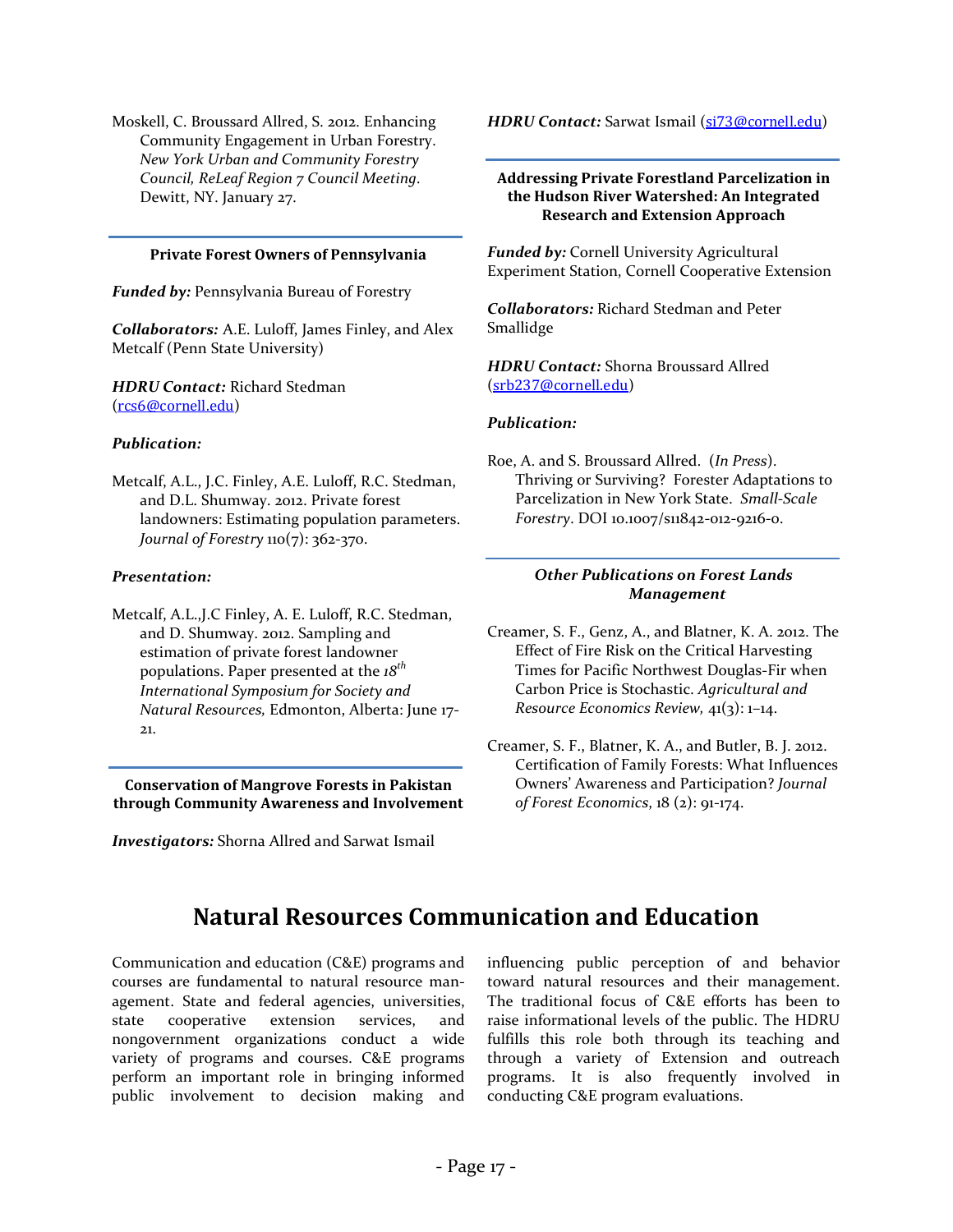Moskell, C. Broussard Allred, S. 2012. Enhancing Community Engagement in Urban Forestry. *New York Urban and Community Forestry Council, ReLeaf Region 7 Council Meeting*. Dewitt, NY. January 27.

---

### Private Forest Owners of Pennsylvania

***Funded by:*** Pennsylvania Bureau of Forestry

***Collaborators:*** A.E. Luloff, James Finley, and Alex Metcalf (Penn State University)

***HDRU Contact:*** Richard Stedman (rcs6@cornell.edu)

***Publication:***

Metcalf, A.L., J.C. Finley, A.E. Luloff, R.C. Stedman, and D.L. Shumway. 2012. Private forest landowners: Estimating population parameters. *Journal of Forestry* 110(7): 362-370.

***Presentation:***

Metcalf, A.L.,J.C Finley, A. E. Luloff, R.C. Stedman, and D. Shumway. 2012. Sampling and estimation of private forest landowner populations. Paper presented at the *18th International Symposium for Society and Natural Resources,* Edmonton, Alberta: June 17-21.

---

### Conservation of Mangrove Forests in Pakistan through Community Awareness and Involvement

***Investigators:*** Shorna Allred and Sarwat Ismail

***HDRU Contact:*** Sarwat Ismail (si73@cornell.edu)

---

### Addressing Private Forestland Parcelization in the Hudson River Watershed: An Integrated Research and Extension Approach

***Funded by:*** Cornell University Agricultural Experiment Station, Cornell Cooperative Extension

***Collaborators:*** Richard Stedman and Peter Smallidge

***HDRU Contact:*** Shorna Broussard Allred (srb237@cornell.edu)

***Publication:***

Roe, A. and S. Broussard Allred. (*In Press*). Thriving or Surviving? Forester Adaptations to Parcelization in New York State. *Small-Scale Forestry*. DOI 10.1007/s11842-012-9216-0.

---

### *Other Publications on Forest Lands Management*

Creamer, S. F., Genz, A., and Blatner, K. A. 2012. The Effect of Fire Risk on the Critical Harvesting Times for Pacific Northwest Douglas-Fir when Carbon Price is Stochastic. *Agricultural and Resource Economics Review,* 41(3): 1–14.

Creamer, S. F., Blatner, K. A., and Butler, B. J. 2012. Certification of Family Forests: What Influences Owners' Awareness and Participation? *Journal of Forest Economics*, 18 (2): 91-174.

## Natural Resources Communication and Education

Communication and education (C&E) programs and courses are fundamental to natural resource management. State and federal agencies, universities, state cooperative extension services, and nongovernment organizations conduct a wide variety of programs and courses. C&E programs perform an important role in bringing informed public involvement to decision making and influencing public perception of and behavior toward natural resources and their management. The traditional focus of C&E efforts has been to raise informational levels of the public. The HDRU fulfills this role both through its teaching and through a variety of Extension and outreach programs. It is also frequently involved in conducting C&E program evaluations.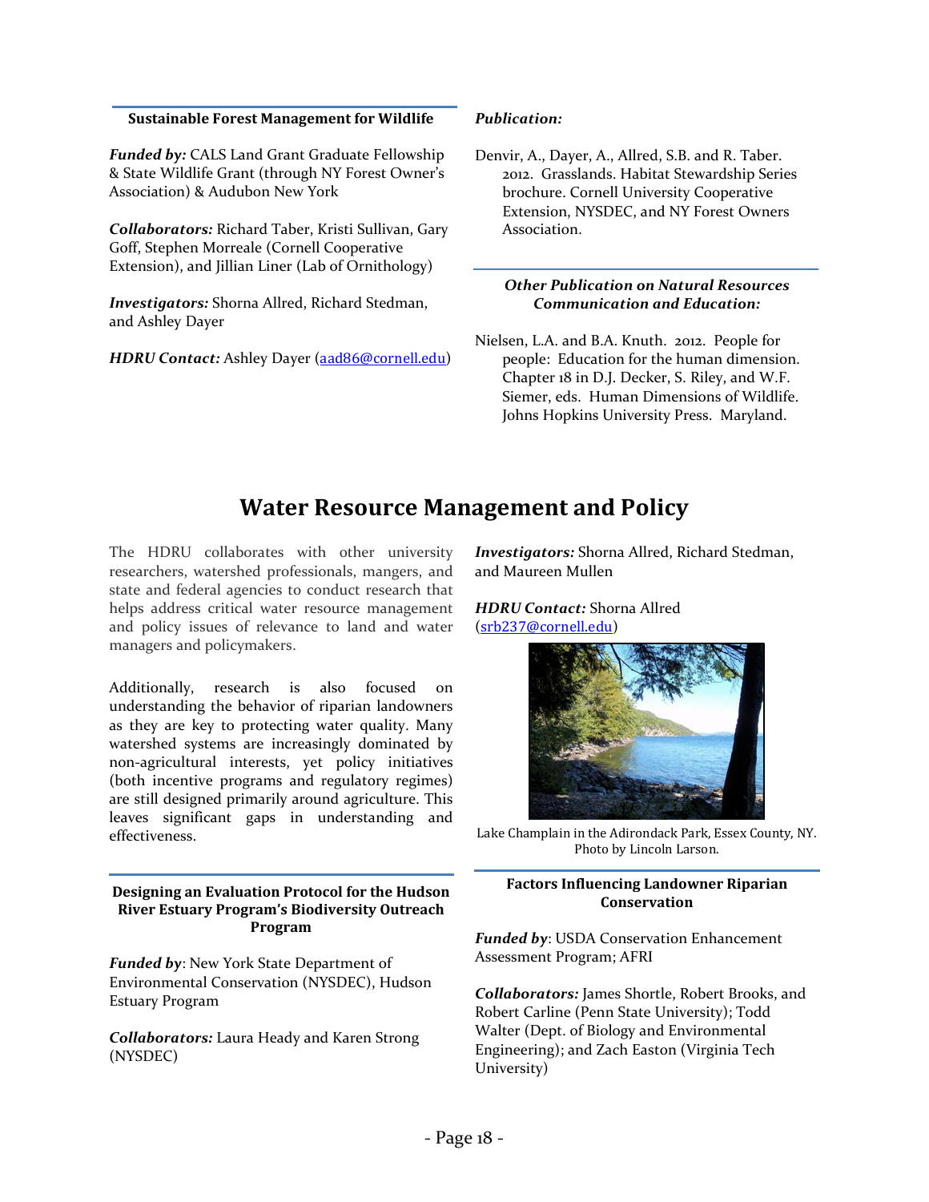### Sustainable Forest Management for Wildlife

***Funded by:*** CALS Land Grant Graduate Fellowship & State Wildlife Grant (through NY Forest Owner's Association) & Audubon New York

***Collaborators:*** Richard Taber, Kristi Sullivan, Gary Goff, Stephen Morreale (Cornell Cooperative Extension), and Jillian Liner (Lab of Ornithology)

***Investigators:*** Shorna Allred, Richard Stedman, and Ashley Dayer

***HDRU Contact:*** Ashley Dayer (aad86@cornell.edu)

***Publication:***

Denvir, A., Dayer, A., Allred, S.B. and R. Taber. 2012. Grasslands. Habitat Stewardship Series brochure. Cornell University Cooperative Extension, NYSDEC, and NY Forest Owners Association.

***Other Publication on Natural Resources Communication and Education:***

Nielsen, L.A. and B.A. Knuth. 2012. People for people: Education for the human dimension. Chapter 18 in D.J. Decker, S. Riley, and W.F. Siemer, eds. Human Dimensions of Wildlife. Johns Hopkins University Press. Maryland.

# Water Resource Management and Policy

The HDRU collaborates with other university researchers, watershed professionals, mangers, and state and federal agencies to conduct research that helps address critical water resource management and policy issues of relevance to land and water managers and policymakers.

Additionally, research is also focused on understanding the behavior of riparian landowners as they are key to protecting water quality. Many watershed systems are increasingly dominated by non-agricultural interests, yet policy initiatives (both incentive programs and regulatory regimes) are still designed primarily around agriculture. This leaves significant gaps in understanding and effectiveness.

***Investigators:*** Shorna Allred, Richard Stedman, and Maureen Mullen

***HDRU Contact:*** Shorna Allred (srb237@cornell.edu)

Lake Champlain in the Adirondack Park, Essex County, NY. Photo by Lincoln Larson.

### Designing an Evaluation Protocol for the Hudson River Estuary Program's Biodiversity Outreach Program

***Funded by***: New York State Department of Environmental Conservation (NYSDEC), Hudson Estuary Program

***Collaborators:*** Laura Heady and Karen Strong (NYSDEC)

### Factors Influencing Landowner Riparian Conservation

***Funded by***: USDA Conservation Enhancement Assessment Program; AFRI

***Collaborators:*** James Shortle, Robert Brooks, and Robert Carline (Penn State University); Todd Walter (Dept. of Biology and Environmental Engineering); and Zach Easton (Virginia Tech University)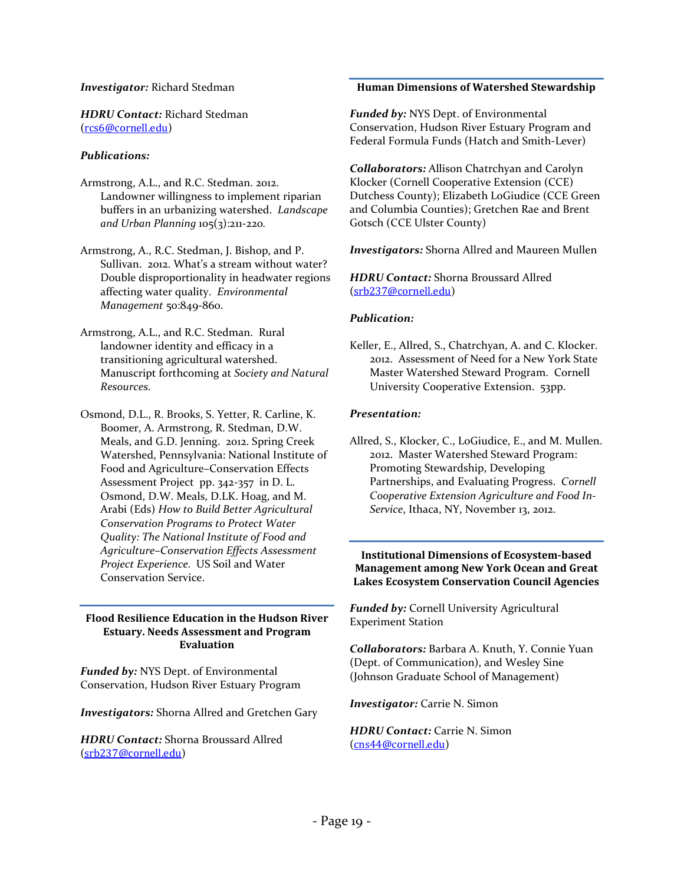***Investigator:*** Richard Stedman

***HDRU Contact:*** Richard Stedman (rcs6@cornell.edu)

***Publications:***

Armstrong, A.L., and R.C. Stedman. 2012. Landowner willingness to implement riparian buffers in an urbanizing watershed. *Landscape and Urban Planning* 105(3):211-220.

Armstrong, A., R.C. Stedman, J. Bishop, and P. Sullivan. 2012. What's a stream without water? Double disproportionality in headwater regions affecting water quality. *Environmental Management* 50:849-860.

Armstrong, A.L., and R.C. Stedman. Rural landowner identity and efficacy in a transitioning agricultural watershed. Manuscript forthcoming at *Society and Natural Resources.*

Osmond, D.L., R. Brooks, S. Yetter, R. Carline, K. Boomer, A. Armstrong, R. Stedman, D.W. Meals, and G.D. Jenning. 2012. Spring Creek Watershed, Pennsylvania: National Institute of Food and Agriculture–Conservation Effects Assessment Project pp. 342-357 in D. L. Osmond, D.W. Meals, D.LK. Hoag, and M. Arabi (Eds) *How to Build Better Agricultural Conservation Programs to Protect Water Quality: The National Institute of Food and Agriculture–Conservation Effects Assessment Project Experience.* US Soil and Water Conservation Service.

## Flood Resilience Education in the Hudson River Estuary. Needs Assessment and Program Evaluation

***Funded by:*** NYS Dept. of Environmental Conservation, Hudson River Estuary Program

***Investigators:*** Shorna Allred and Gretchen Gary

***HDRU Contact:*** Shorna Broussard Allred (srb237@cornell.edu)

## Human Dimensions of Watershed Stewardship

***Funded by:*** NYS Dept. of Environmental Conservation, Hudson River Estuary Program and Federal Formula Funds (Hatch and Smith-Lever)

***Collaborators:*** Allison Chatrchyan and Carolyn Klocker (Cornell Cooperative Extension (CCE) Dutchess County); Elizabeth LoGiudice (CCE Green and Columbia Counties); Gretchen Rae and Brent Gotsch (CCE Ulster County)

***Investigators:*** Shorna Allred and Maureen Mullen

***HDRU Contact:*** Shorna Broussard Allred (srb237@cornell.edu)

***Publication:***

Keller, E., Allred, S., Chatrchyan, A. and C. Klocker. 2012. Assessment of Need for a New York State Master Watershed Steward Program. Cornell University Cooperative Extension. 53pp.

***Presentation:***

Allred, S., Klocker, C., LoGiudice, E., and M. Mullen. 2012. Master Watershed Steward Program: Promoting Stewardship, Developing Partnerships, and Evaluating Progress. *Cornell Cooperative Extension Agriculture and Food In-Service*, Ithaca, NY, November 13, 2012.

## Institutional Dimensions of Ecosystem-based Management among New York Ocean and Great Lakes Ecosystem Conservation Council Agencies

***Funded by:*** Cornell University Agricultural Experiment Station

***Collaborators:*** Barbara A. Knuth, Y. Connie Yuan (Dept. of Communication), and Wesley Sine (Johnson Graduate School of Management)

***Investigator:*** Carrie N. Simon

***HDRU Contact:*** Carrie N. Simon (cns44@cornell.edu)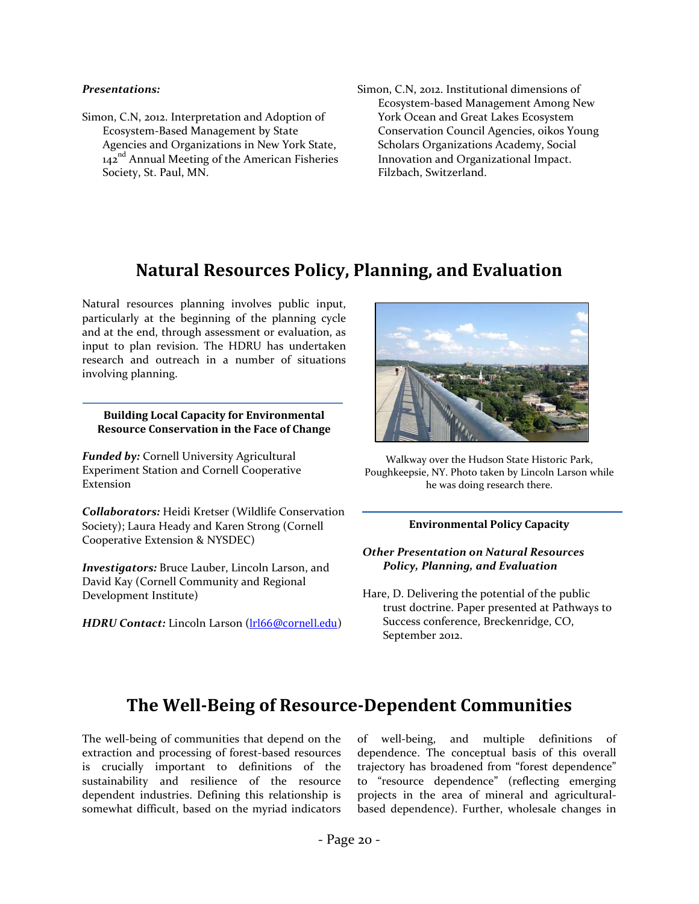***Presentations:***

Simon, C.N, 2012. Interpretation and Adoption of Ecosystem-Based Management by State Agencies and Organizations in New York State, 142nd Annual Meeting of the American Fisheries Society, St. Paul, MN.

Simon, C.N, 2012. Institutional dimensions of Ecosystem-based Management Among New York Ocean and Great Lakes Ecosystem Conservation Council Agencies, oikos Young Scholars Organizations Academy, Social Innovation and Organizational Impact. Filzbach, Switzerland.

# Natural Resources Policy, Planning, and Evaluation

Natural resources planning involves public input, particularly at the beginning of the planning cycle and at the end, through assessment or evaluation, as input to plan revision. The HDRU has undertaken research and outreach in a number of situations involving planning.

### Building Local Capacity for Environmental Resource Conservation in the Face of Change

***Funded by:*** Cornell University Agricultural Experiment Station and Cornell Cooperative Extension

***Collaborators:*** Heidi Kretser (Wildlife Conservation Society); Laura Heady and Karen Strong (Cornell Cooperative Extension & NYSDEC)

***Investigators:*** Bruce Lauber, Lincoln Larson, and David Kay (Cornell Community and Regional Development Institute)

***HDRU Contact:*** Lincoln Larson (lrl66@cornell.edu)

Walkway over the Hudson State Historic Park, Poughkeepsie, NY. Photo taken by Lincoln Larson while he was doing research there.

### Environmental Policy Capacity

***Other Presentation on Natural Resources Policy, Planning, and Evaluation***

Hare, D. Delivering the potential of the public trust doctrine. Paper presented at Pathways to Success conference, Breckenridge, CO, September 2012.

# The Well-Being of Resource-Dependent Communities

The well-being of communities that depend on the extraction and processing of forest-based resources is crucially important to definitions of the sustainability and resilience of the resource dependent industries. Defining this relationship is somewhat difficult, based on the myriad indicators of well-being, and multiple definitions of dependence. The conceptual basis of this overall trajectory has broadened from "forest dependence" to "resource dependence" (reflecting emerging projects in the area of mineral and agricultural-based dependence). Further, wholesale changes in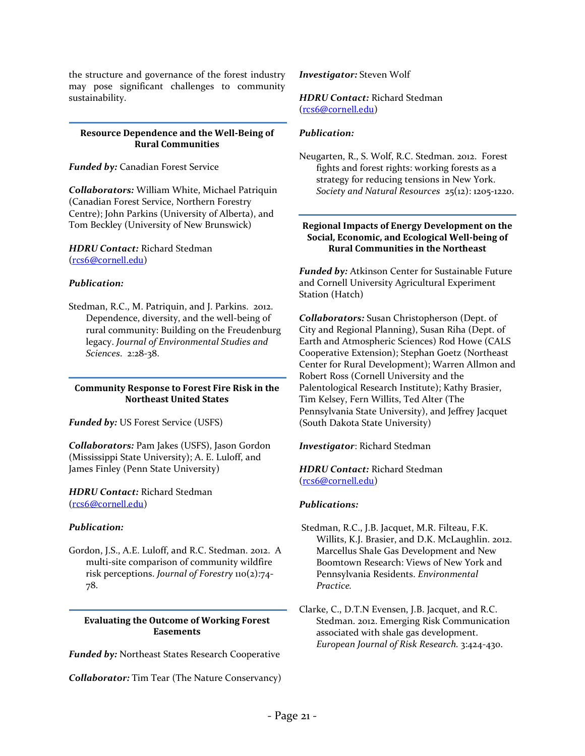the structure and governance of the forest industry may pose significant challenges to community sustainability.

---

### Resource Dependence and the Well-Being of Rural Communities

***Funded by:*** Canadian Forest Service

***Collaborators:*** William White, Michael Patriquin (Canadian Forest Service, Northern Forestry Centre); John Parkins (University of Alberta), and Tom Beckley (University of New Brunswick)

***HDRU Contact:*** Richard Stedman (rcs6@cornell.edu)

***Publication:***

Stedman, R.C., M. Patriquin, and J. Parkins. 2012. Dependence, diversity, and the well-being of rural community: Building on the Freudenburg legacy. *Journal of Environmental Studies and Sciences*. 2:28-38.

---

### Community Response to Forest Fire Risk in the Northeast United States

***Funded by:*** US Forest Service (USFS)

***Collaborators:*** Pam Jakes (USFS), Jason Gordon (Mississippi State University); A. E. Luloff, and James Finley (Penn State University)

***HDRU Contact:*** Richard Stedman (rcs6@cornell.edu)

***Publication:***

Gordon, J.S., A.E. Luloff, and R.C. Stedman. 2012. A multi-site comparison of community wildfire risk perceptions. *Journal of Forestry* 110(2):74-78.

---

### Evaluating the Outcome of Working Forest Easements

***Funded by:*** Northeast States Research Cooperative

***Collaborator:*** Tim Tear (The Nature Conservancy)

***Investigator:*** Steven Wolf

***HDRU Contact:*** Richard Stedman (rcs6@cornell.edu)

***Publication:***

Neugarten, R., S. Wolf, R.C. Stedman. 2012. Forest fights and forest rights: working forests as a strategy for reducing tensions in New York. *Society and Natural Resources* 25(12): 1205-1220.

---

### Regional Impacts of Energy Development on the Social, Economic, and Ecological Well-being of Rural Communities in the Northeast

***Funded by:*** Atkinson Center for Sustainable Future and Cornell University Agricultural Experiment Station (Hatch)

***Collaborators:*** Susan Christopherson (Dept. of City and Regional Planning), Susan Riha (Dept. of Earth and Atmospheric Sciences) Rod Howe (CALS Cooperative Extension); Stephan Goetz (Northeast Center for Rural Development); Warren Allmon and Robert Ross (Cornell University and the Palentological Research Institute); Kathy Brasier, Tim Kelsey, Fern Willits, Ted Alter (The Pennsylvania State University), and Jeffrey Jacquet (South Dakota State University)

***Investigator***: Richard Stedman

***HDRU Contact:*** Richard Stedman (rcs6@cornell.edu)

***Publications:***

Stedman, R.C., J.B. Jacquet, M.R. Filteau, F.K. Willits, K.J. Brasier, and D.K. McLaughlin. 2012. Marcellus Shale Gas Development and New Boomtown Research: Views of New York and Pennsylvania Residents. *Environmental Practice.*

Clarke, C., D.T.N Evensen, J.B. Jacquet, and R.C. Stedman. 2012. Emerging Risk Communication associated with shale gas development. *European Journal of Risk Research.* 3:424-430.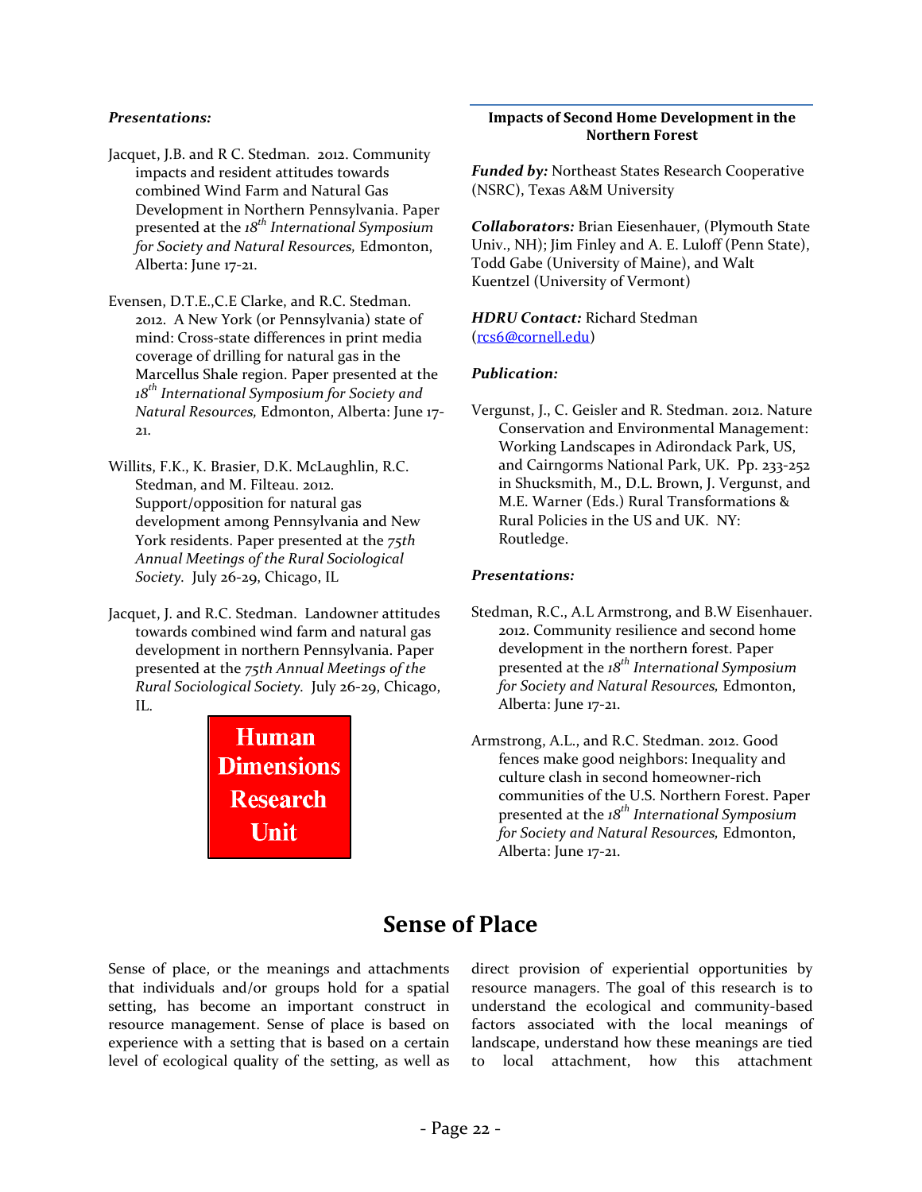*Presentations:*

Jacquet, J.B. and R C. Stedman. 2012. Community impacts and resident attitudes towards combined Wind Farm and Natural Gas Development in Northern Pennsylvania. Paper presented at the *18th International Symposium for Society and Natural Resources,* Edmonton, Alberta: June 17-21.

Evensen, D.T.E.,C.E Clarke, and R.C. Stedman. 2012. A New York (or Pennsylvania) state of mind: Cross-state differences in print media coverage of drilling for natural gas in the Marcellus Shale region. Paper presented at the *18th International Symposium for Society and Natural Resources,* Edmonton, Alberta: June 17-21.

Willits, F.K., K. Brasier, D.K. McLaughlin, R.C. Stedman, and M. Filteau. 2012. Support/opposition for natural gas development among Pennsylvania and New York residents. Paper presented at the *75th Annual Meetings of the Rural Sociological Society.* July 26-29, Chicago, IL

Jacquet, J. and R.C. Stedman. Landowner attitudes towards combined wind farm and natural gas development in northern Pennsylvania. Paper presented at the *75th Annual Meetings of the Rural Sociological Society.* July 26-29, Chicago, IL.

Human Dimensions Research Unit

### Impacts of Second Home Development in the Northern Forest

***Funded by:*** Northeast States Research Cooperative (NSRC), Texas A&M University

***Collaborators:*** Brian Eiesenhauer, (Plymouth State Univ., NH); Jim Finley and A. E. Luloff (Penn State), Todd Gabe (University of Maine), and Walt Kuentzel (University of Vermont)

***HDRU Contact:*** Richard Stedman (rcs6@cornell.edu)

***Publication:***

Vergunst, J., C. Geisler and R. Stedman. 2012. Nature Conservation and Environmental Management: Working Landscapes in Adirondack Park, US, and Cairngorms National Park, UK. Pp. 233-252 in Shucksmith, M., D.L. Brown, J. Vergunst, and M.E. Warner (Eds.) Rural Transformations & Rural Policies in the US and UK. NY: Routledge.

***Presentations:***

Stedman, R.C., A.L Armstrong, and B.W Eisenhauer. 2012. Community resilience and second home development in the northern forest. Paper presented at the *18th International Symposium for Society and Natural Resources,* Edmonton, Alberta: June 17-21.

Armstrong, A.L., and R.C. Stedman. 2012. Good fences make good neighbors: Inequality and culture clash in second homeowner-rich communities of the U.S. Northern Forest. Paper presented at the *18th International Symposium for Society and Natural Resources,* Edmonton, Alberta: June 17-21.

## Sense of Place

Sense of place, or the meanings and attachments that individuals and/or groups hold for a spatial setting, has become an important construct in resource management. Sense of place is based on experience with a setting that is based on a certain level of ecological quality of the setting, as well as direct provision of experiential opportunities by resource managers. The goal of this research is to understand the ecological and community-based factors associated with the local meanings of landscape, understand how these meanings are tied to local attachment, how this attachment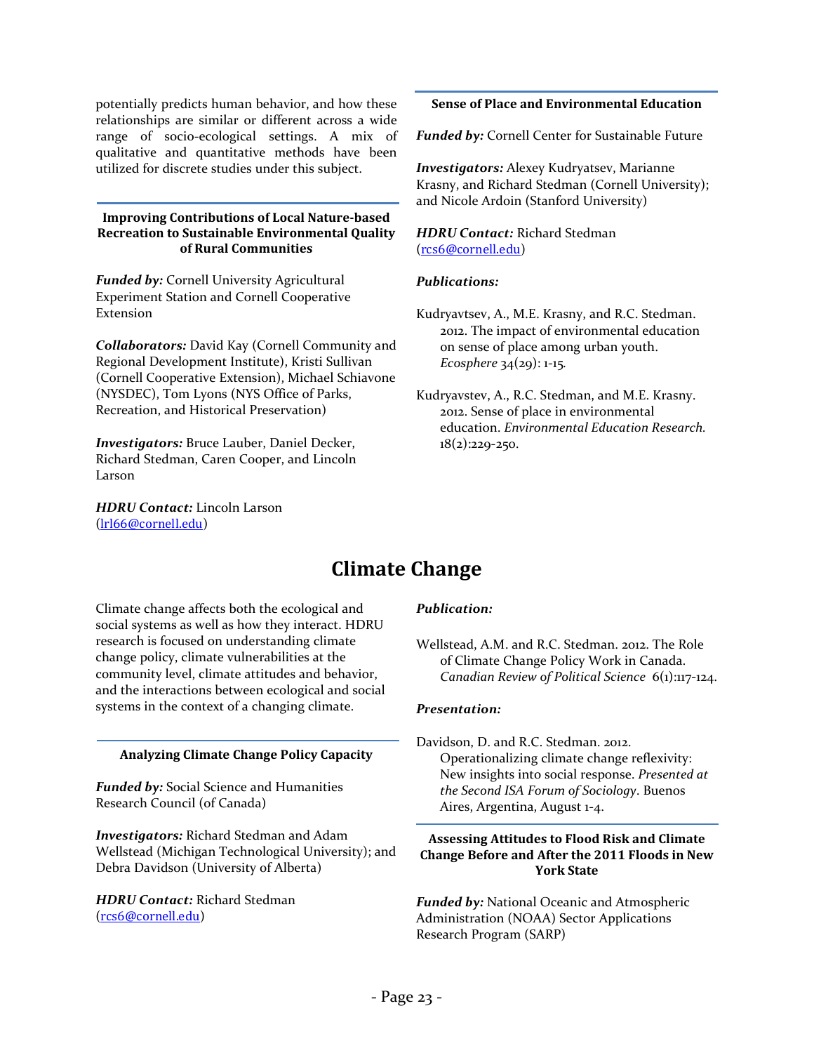potentially predicts human behavior, and how these relationships are similar or different across a wide range of socio-ecological settings. A mix of qualitative and quantitative methods have been utilized for discrete studies under this subject.

### Improving Contributions of Local Nature-based Recreation to Sustainable Environmental Quality of Rural Communities

***Funded by:*** Cornell University Agricultural Experiment Station and Cornell Cooperative Extension

***Collaborators:*** David Kay (Cornell Community and Regional Development Institute), Kristi Sullivan (Cornell Cooperative Extension), Michael Schiavone (NYSDEC), Tom Lyons (NYS Office of Parks, Recreation, and Historical Preservation)

***Investigators:*** Bruce Lauber, Daniel Decker, Richard Stedman, Caren Cooper, and Lincoln Larson

***HDRU Contact:*** Lincoln Larson (lrl66@cornell.edu)

### Sense of Place and Environmental Education

***Funded by:*** Cornell Center for Sustainable Future

***Investigators:*** Alexey Kudryatsev, Marianne Krasny, and Richard Stedman (Cornell University); and Nicole Ardoin (Stanford University)

***HDRU Contact:*** Richard Stedman (rcs6@cornell.edu)

***Publications:***

Kudryavtsev, A., M.E. Krasny, and R.C. Stedman. 2012. The impact of environmental education on sense of place among urban youth. *Ecosphere* 34(29): 1-15.

Kudryavstev, A., R.C. Stedman, and M.E. Krasny. 2012. Sense of place in environmental education. *Environmental Education Research.* 18(2):229-250.

## Climate Change

Climate change affects both the ecological and social systems as well as how they interact. HDRU research is focused on understanding climate change policy, climate vulnerabilities at the community level, climate attitudes and behavior, and the interactions between ecological and social systems in the context of a changing climate.

### Analyzing Climate Change Policy Capacity

***Funded by:*** Social Science and Humanities Research Council (of Canada)

***Investigators:*** Richard Stedman and Adam Wellstead (Michigan Technological University); and Debra Davidson (University of Alberta)

***HDRU Contact:*** Richard Stedman (rcs6@cornell.edu)

***Publication:***

Wellstead, A.M. and R.C. Stedman. 2012. The Role of Climate Change Policy Work in Canada. *Canadian Review of Political Science* 6(1):117-124.

***Presentation:***

Davidson, D. and R.C. Stedman. 2012. Operationalizing climate change reflexivity: New insights into social response. *Presented at the Second ISA Forum of Sociology*. Buenos Aires, Argentina, August 1-4.

### Assessing Attitudes to Flood Risk and Climate Change Before and After the 2011 Floods in New York State

***Funded by:*** National Oceanic and Atmospheric Administration (NOAA) Sector Applications Research Program (SARP)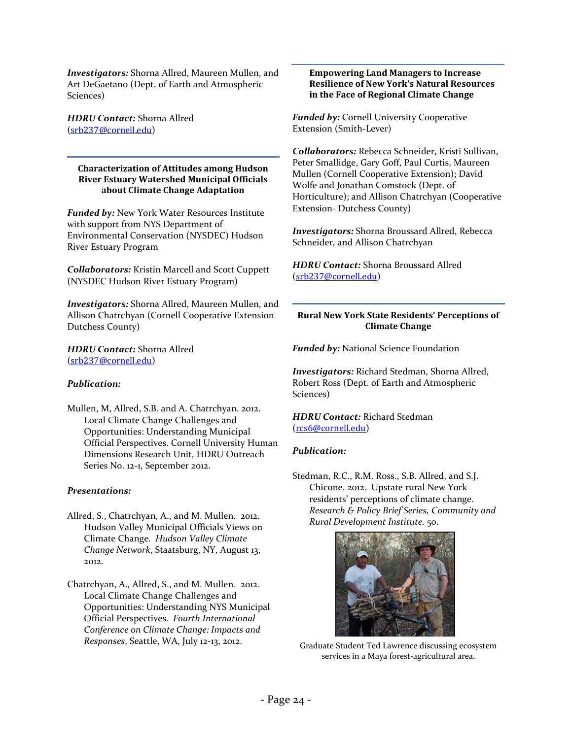*Investigators:* Shorna Allred, Maureen Mullen, and Art DeGaetano (Dept. of Earth and Atmospheric Sciences)

*HDRU Contact:* Shorna Allred (srb237@cornell.edu)

---

### Characterization of Attitudes among Hudson River Estuary Watershed Municipal Officials about Climate Change Adaptation

*Funded by:* New York Water Resources Institute with support from NYS Department of Environmental Conservation (NYSDEC) Hudson River Estuary Program

*Collaborators:* Kristin Marcell and Scott Cuppett (NYSDEC Hudson River Estuary Program)

*Investigators:* Shorna Allred, Maureen Mullen, and Allison Chatrchyan (Cornell Cooperative Extension Dutchess County)

*HDRU Contact:* Shorna Allred (srb237@cornell.edu)

*Publication:*

Mullen, M, Allred, S.B. and A. Chatrchyan. 2012. Local Climate Change Challenges and Opportunities: Understanding Municipal Official Perspectives. Cornell University Human Dimensions Research Unit, HDRU Outreach Series No. 12-1, September 2012.

*Presentations:*

Allred, S., Chatrchyan, A., and M. Mullen. 2012. Hudson Valley Municipal Officials Views on Climate Change. *Hudson Valley Climate Change Network*, Staatsburg, NY, August 13, 2012.

Chatrchyan, A., Allred, S., and M. Mullen. 2012. Local Climate Change Challenges and Opportunities: Understanding NYS Municipal Official Perspectives. *Fourth International Conference on Climate Change: Impacts and Responses*, Seattle, WA, July 12-13, 2012.

---

### Empowering Land Managers to Increase Resilience of New York's Natural Resources in the Face of Regional Climate Change

*Funded by:* Cornell University Cooperative Extension (Smith-Lever)

*Collaborators:* Rebecca Schneider, Kristi Sullivan, Peter Smallidge, Gary Goff, Paul Curtis, Maureen Mullen (Cornell Cooperative Extension); David Wolfe and Jonathan Comstock (Dept. of Horticulture); and Allison Chatrchyan (Cooperative Extension- Dutchess County)

*Investigators:* Shorna Broussard Allred, Rebecca Schneider, and Allison Chatrchyan

*HDRU Contact:* Shorna Broussard Allred (srb237@cornell.edu)

---

### Rural New York State Residents' Perceptions of Climate Change

*Funded by:* National Science Foundation

*Investigators:* Richard Stedman, Shorna Allred, Robert Ross (Dept. of Earth and Atmospheric Sciences)

*HDRU Contact:* Richard Stedman (rcs6@cornell.edu)

*Publication:*

Stedman, R.C., R.M. Ross., S.B. Allred, and S.J. Chicone. 2012. Upstate rural New York residents' perceptions of climate change. *Research & Policy Brief Series, Community and Rural Development Institute.* 50.

Graduate Student Ted Lawrence discussing ecosystem services in a Maya forest-agricultural area.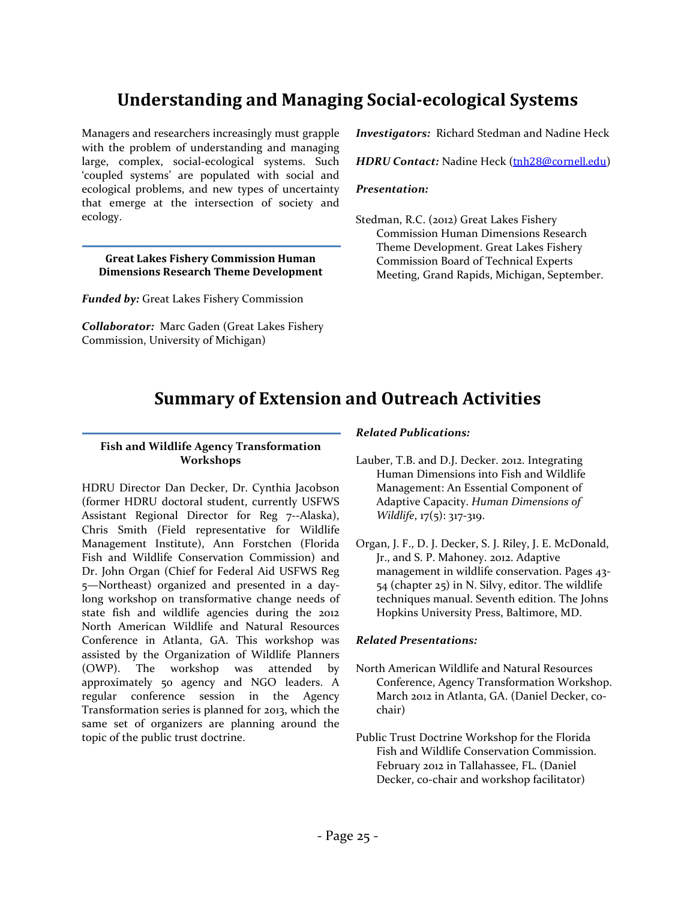# Understanding and Managing Social-ecological Systems

Managers and researchers increasingly must grapple with the problem of understanding and managing large, complex, social-ecological systems. Such 'coupled systems' are populated with social and ecological problems, and new types of uncertainty that emerge at the intersection of society and ecology.

### Great Lakes Fishery Commission Human Dimensions Research Theme Development

***Funded by:*** Great Lakes Fishery Commission

***Collaborator:*** Marc Gaden (Great Lakes Fishery Commission, University of Michigan)

***Investigators:*** Richard Stedman and Nadine Heck

***HDRU Contact:*** Nadine Heck (tnh28@cornell.edu)

***Presentation:***

Stedman, R.C. (2012) Great Lakes Fishery Commission Human Dimensions Research Theme Development. Great Lakes Fishery Commission Board of Technical Experts Meeting, Grand Rapids, Michigan, September.

# Summary of Extension and Outreach Activities

### Fish and Wildlife Agency Transformation Workshops

HDRU Director Dan Decker, Dr. Cynthia Jacobson (former HDRU doctoral student, currently USFWS Assistant Regional Director for Reg 7--Alaska), Chris Smith (Field representative for Wildlife Management Institute), Ann Forstchen (Florida Fish and Wildlife Conservation Commission) and Dr. John Organ (Chief for Federal Aid USFWS Reg 5—Northeast) organized and presented in a day-long workshop on transformative change needs of state fish and wildlife agencies during the 2012 North American Wildlife and Natural Resources Conference in Atlanta, GA. This workshop was assisted by the Organization of Wildlife Planners (OWP). The workshop was attended by approximately 50 agency and NGO leaders. A regular conference session in the Agency Transformation series is planned for 2013, which the same set of organizers are planning around the topic of the public trust doctrine.

***Related Publications:***

Lauber, T.B. and D.J. Decker. 2012. Integrating Human Dimensions into Fish and Wildlife Management: An Essential Component of Adaptive Capacity. *Human Dimensions of Wildlife*, 17(5): 317-319.

Organ, J. F., D. J. Decker, S. J. Riley, J. E. McDonald, Jr., and S. P. Mahoney. 2012. Adaptive management in wildlife conservation. Pages 43-54 (chapter 25) in N. Silvy, editor. The wildlife techniques manual. Seventh edition. The Johns Hopkins University Press, Baltimore, MD.

***Related Presentations:***

North American Wildlife and Natural Resources Conference, Agency Transformation Workshop. March 2012 in Atlanta, GA. (Daniel Decker, co-chair)

Public Trust Doctrine Workshop for the Florida Fish and Wildlife Conservation Commission. February 2012 in Tallahassee, FL. (Daniel Decker, co-chair and workshop facilitator)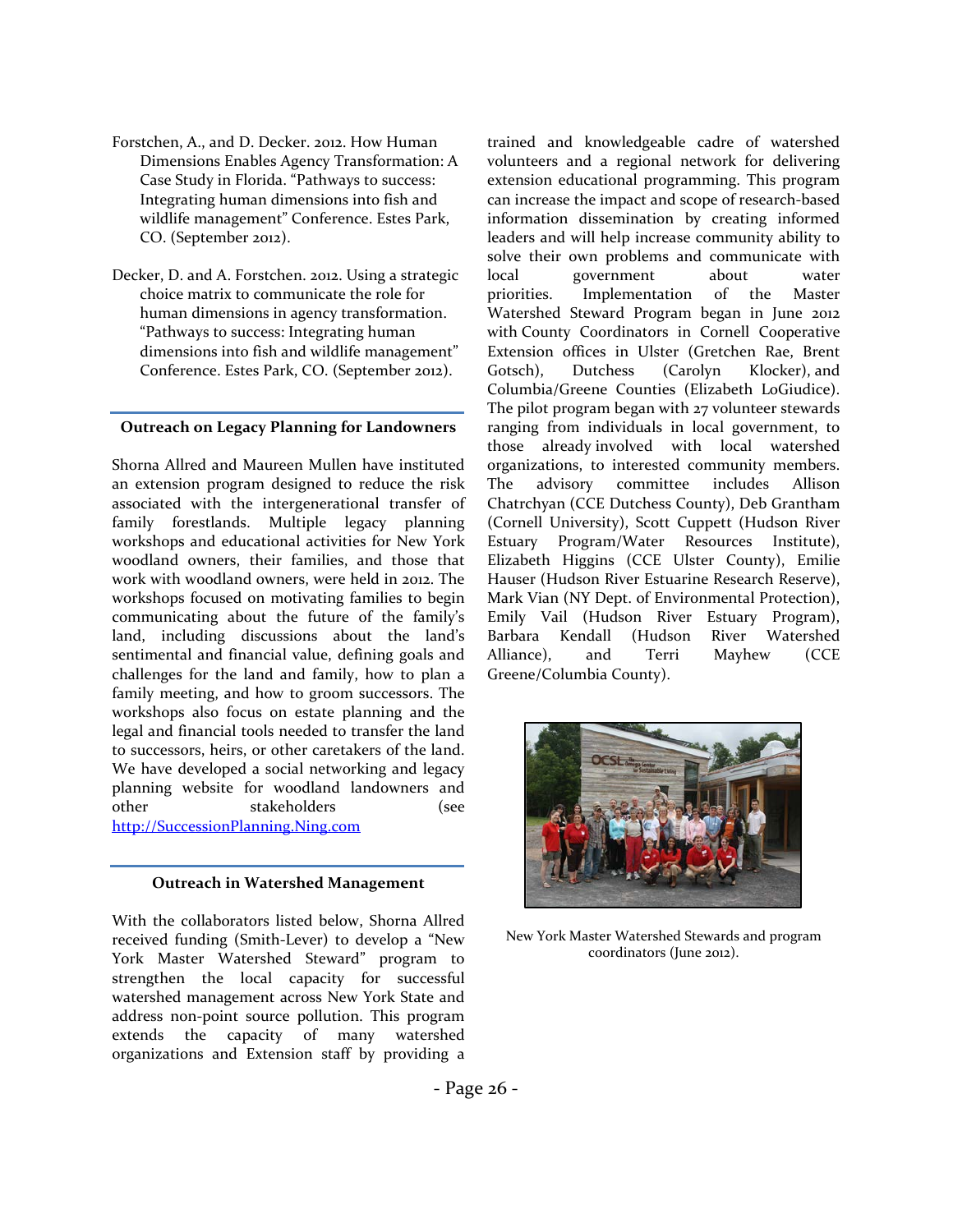Forstchen, A., and D. Decker. 2012. How Human Dimensions Enables Agency Transformation: A Case Study in Florida. "Pathways to success: Integrating human dimensions into fish and wildlife management" Conference. Estes Park, CO. (September 2012).

Decker, D. and A. Forstchen. 2012. Using a strategic choice matrix to communicate the role for human dimensions in agency transformation. "Pathways to success: Integrating human dimensions into fish and wildlife management" Conference. Estes Park, CO. (September 2012).

### Outreach on Legacy Planning for Landowners

Shorna Allred and Maureen Mullen have instituted an extension program designed to reduce the risk associated with the intergenerational transfer of family forestlands. Multiple legacy planning workshops and educational activities for New York woodland owners, their families, and those that work with woodland owners, were held in 2012. The workshops focused on motivating families to begin communicating about the future of the family's land, including discussions about the land's sentimental and financial value, defining goals and challenges for the land and family, how to plan a family meeting, and how to groom successors. The workshops also focus on estate planning and the legal and financial tools needed to transfer the land to successors, heirs, or other caretakers of the land. We have developed a social networking and legacy planning website for woodland landowners and other stakeholders (see http://SuccessionPlanning.Ning.com

### Outreach in Watershed Management

With the collaborators listed below, Shorna Allred received funding (Smith-Lever) to develop a "New York Master Watershed Steward" program to strengthen the local capacity for successful watershed management across New York State and address non-point source pollution. This program extends the capacity of many watershed organizations and Extension staff by providing a trained and knowledgeable cadre of watershed volunteers and a regional network for delivering extension educational programming. This program can increase the impact and scope of research-based information dissemination by creating informed leaders and will help increase community ability to solve their own problems and communicate with local government about water priorities. Implementation of the Master Watershed Steward Program began in June 2012 with County Coordinators in Cornell Cooperative Extension offices in Ulster (Gretchen Rae, Brent Gotsch), Dutchess (Carolyn Klocker), and Columbia/Greene Counties (Elizabeth LoGiudice). The pilot program began with 27 volunteer stewards ranging from individuals in local government, to those already involved with local watershed organizations, to interested community members. The advisory committee includes Allison Chatrchyan (CCE Dutchess County), Deb Grantham (Cornell University), Scott Cuppett (Hudson River Estuary Program/Water Resources Institute), Elizabeth Higgins (CCE Ulster County), Emilie Hauser (Hudson River Estuarine Research Reserve), Mark Vian (NY Dept. of Environmental Protection), Emily Vail (Hudson River Estuary Program), Barbara Kendall (Hudson River Watershed Alliance), and Terri Mayhew (CCE Greene/Columbia County).

New York Master Watershed Stewards and program coordinators (June 2012).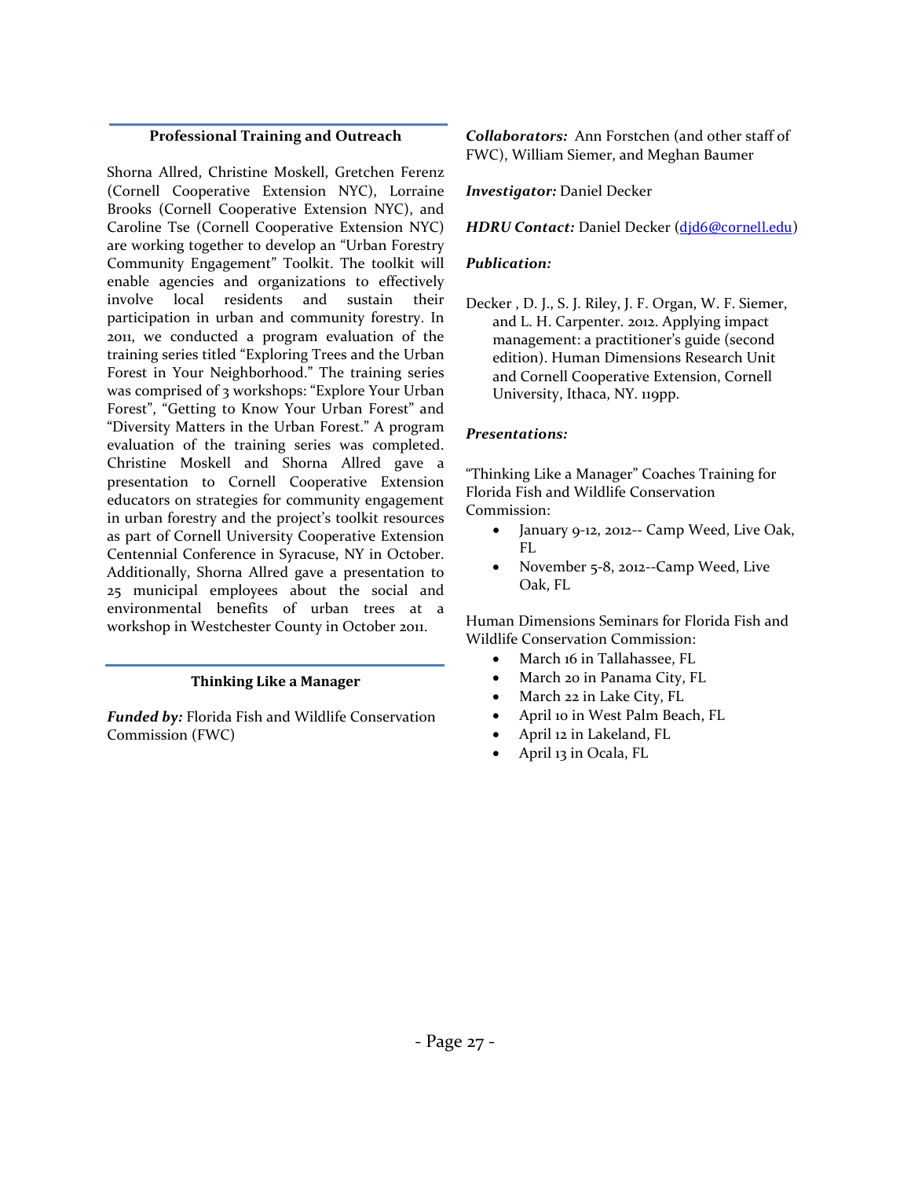## Professional Training and Outreach

Shorna Allred, Christine Moskell, Gretchen Ferenz (Cornell Cooperative Extension NYC), Lorraine Brooks (Cornell Cooperative Extension NYC), and Caroline Tse (Cornell Cooperative Extension NYC) are working together to develop an "Urban Forestry Community Engagement" Toolkit. The toolkit will enable agencies and organizations to effectively involve local residents and sustain their participation in urban and community forestry. In 2011, we conducted a program evaluation of the training series titled "Exploring Trees and the Urban Forest in Your Neighborhood." The training series was comprised of 3 workshops: "Explore Your Urban Forest", "Getting to Know Your Urban Forest" and "Diversity Matters in the Urban Forest." A program evaluation of the training series was completed. Christine Moskell and Shorna Allred gave a presentation to Cornell Cooperative Extension educators on strategies for community engagement in urban forestry and the project's toolkit resources as part of Cornell University Cooperative Extension Centennial Conference in Syracuse, NY in October. Additionally, Shorna Allred gave a presentation to 25 municipal employees about the social and environmental benefits of urban trees at a workshop in Westchester County in October 2011.

## Thinking Like a Manager

***Funded by:*** Florida Fish and Wildlife Conservation Commission (FWC)

***Collaborators:*** Ann Forstchen (and other staff of FWC), William Siemer, and Meghan Baumer

***Investigator:*** Daniel Decker

***HDRU Contact:*** Daniel Decker (djd6@cornell.edu)

***Publication:***

Decker , D. J., S. J. Riley, J. F. Organ, W. F. Siemer, and L. H. Carpenter. 2012. Applying impact management: a practitioner's guide (second edition). Human Dimensions Research Unit and Cornell Cooperative Extension, Cornell University, Ithaca, NY. 119pp.

***Presentations:***

"Thinking Like a Manager" Coaches Training for Florida Fish and Wildlife Conservation Commission:

- January 9-12, 2012-- Camp Weed, Live Oak, FL
- November 5-8, 2012--Camp Weed, Live Oak, FL

Human Dimensions Seminars for Florida Fish and Wildlife Conservation Commission:

- March 16 in Tallahassee, FL
- March 20 in Panama City, FL
- March 22 in Lake City, FL
- April 10 in West Palm Beach, FL
- April 12 in Lakeland, FL
- April 13 in Ocala, FL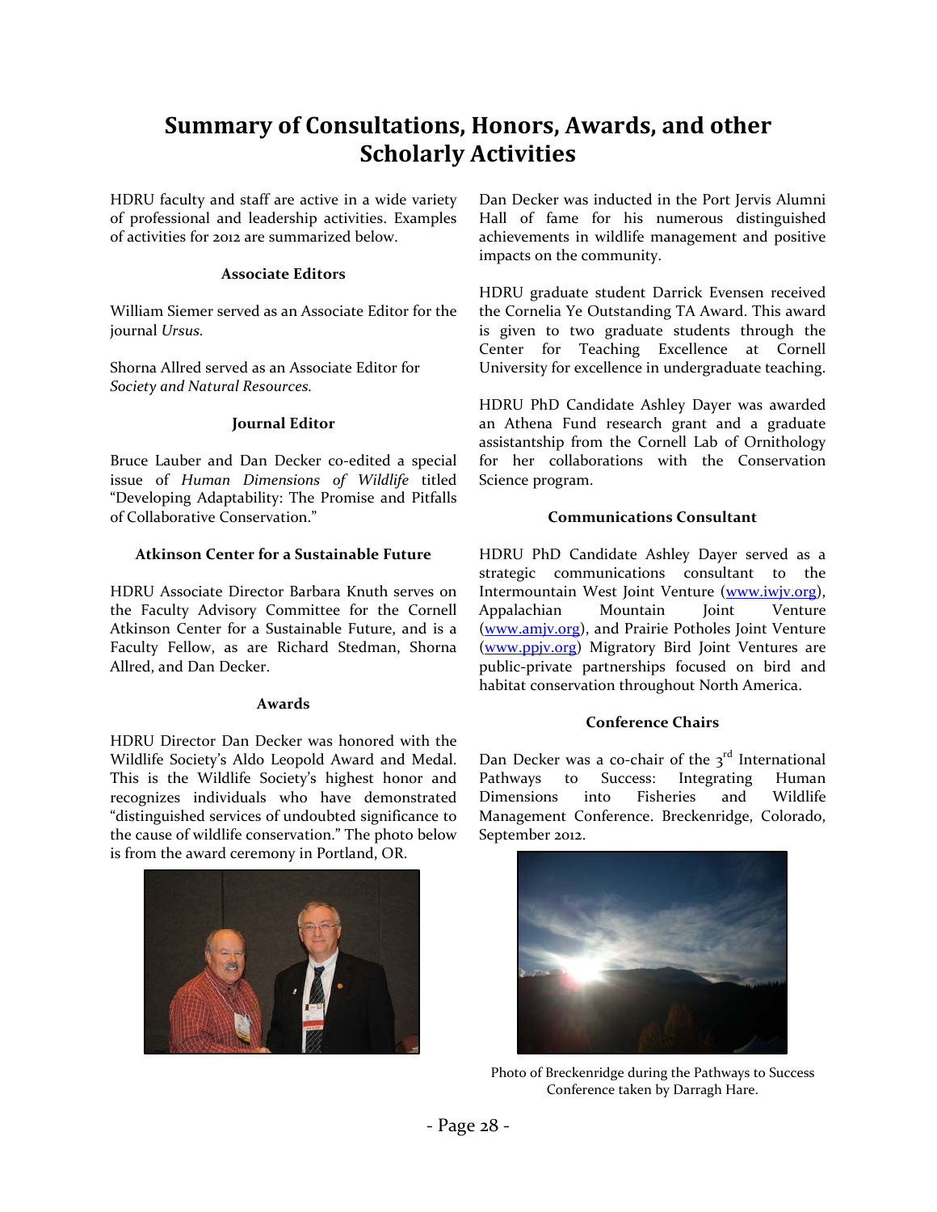# Summary of Consultations, Honors, Awards, and other Scholarly Activities

HDRU faculty and staff are active in a wide variety of professional and leadership activities. Examples of activities for 2012 are summarized below.

### Associate Editors

William Siemer served as an Associate Editor for the journal *Ursus*.

Shorna Allred served as an Associate Editor for *Society and Natural Resources*.

### Journal Editor

Bruce Lauber and Dan Decker co-edited a special issue of *Human Dimensions of Wildlife* titled "Developing Adaptability: The Promise and Pitfalls of Collaborative Conservation."

### Atkinson Center for a Sustainable Future

HDRU Associate Director Barbara Knuth serves on the Faculty Advisory Committee for the Cornell Atkinson Center for a Sustainable Future, and is a Faculty Fellow, as are Richard Stedman, Shorna Allred, and Dan Decker.

### Awards

HDRU Director Dan Decker was honored with the Wildlife Society's Aldo Leopold Award and Medal. This is the Wildlife Society's highest honor and recognizes individuals who have demonstrated "distinguished services of undoubted significance to the cause of wildlife conservation." The photo below is from the award ceremony in Portland, OR.

Dan Decker was inducted in the Port Jervis Alumni Hall of fame for his numerous distinguished achievements in wildlife management and positive impacts on the community.

HDRU graduate student Darrick Evensen received the Cornelia Ye Outstanding TA Award. This award is given to two graduate students through the Center for Teaching Excellence at Cornell University for excellence in undergraduate teaching.

HDRU PhD Candidate Ashley Dayer was awarded an Athena Fund research grant and a graduate assistantship from the Cornell Lab of Ornithology for her collaborations with the Conservation Science program.

### Communications Consultant

HDRU PhD Candidate Ashley Dayer served as a strategic communications consultant to the Intermountain West Joint Venture (www.iwjv.org), Appalachian Mountain Joint Venture (www.amjv.org), and Prairie Potholes Joint Venture (www.ppjv.org) Migratory Bird Joint Ventures are public-private partnerships focused on bird and habitat conservation throughout North America.

### Conference Chairs

Dan Decker was a co-chair of the 3rd International Pathways to Success: Integrating Human Dimensions into Fisheries and Wildlife Management Conference. Breckenridge, Colorado, September 2012.

Photo of Breckenridge during the Pathways to Success Conference taken by Darragh Hare.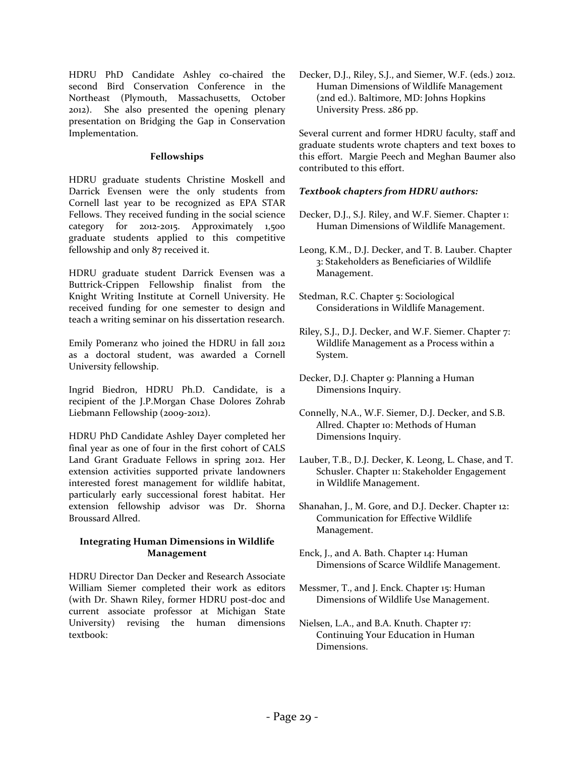HDRU PhD Candidate Ashley co-chaired the second Bird Conservation Conference in the Northeast (Plymouth, Massachusetts, October 2012). She also presented the opening plenary presentation on Bridging the Gap in Conservation Implementation.

**Fellowships**

HDRU graduate students Christine Moskell and Darrick Evensen were the only students from Cornell last year to be recognized as EPA STAR Fellows. They received funding in the social science category for 2012-2015. Approximately 1,500 graduate students applied to this competitive fellowship and only 87 received it.

HDRU graduate student Darrick Evensen was a Buttrick-Crippen Fellowship finalist from the Knight Writing Institute at Cornell University. He received funding for one semester to design and teach a writing seminar on his dissertation research.

Emily Pomeranz who joined the HDRU in fall 2012 as a doctoral student, was awarded a Cornell University fellowship.

Ingrid Biedron, HDRU Ph.D. Candidate, is a recipient of the J.P.Morgan Chase Dolores Zohrab Liebmann Fellowship (2009-2012).

HDRU PhD Candidate Ashley Dayer completed her final year as one of four in the first cohort of CALS Land Grant Graduate Fellows in spring 2012. Her extension activities supported private landowners interested forest management for wildlife habitat, particularly early successional forest habitat. Her extension fellowship advisor was Dr. Shorna Broussard Allred.

**Integrating Human Dimensions in Wildlife Management**

HDRU Director Dan Decker and Research Associate William Siemer completed their work as editors (with Dr. Shawn Riley, former HDRU post-doc and current associate professor at Michigan State University) revising the human dimensions textbook:

Decker, D.J., Riley, S.J., and Siemer, W.F. (eds.) 2012. Human Dimensions of Wildlife Management (2nd ed.). Baltimore, MD: Johns Hopkins University Press. 286 pp.

Several current and former HDRU faculty, staff and graduate students wrote chapters and text boxes to this effort. Margie Peech and Meghan Baumer also contributed to this effort.

***Textbook chapters from HDRU authors:***

Decker, D.J., S.J. Riley, and W.F. Siemer. Chapter 1: Human Dimensions of Wildlife Management.

Leong, K.M., D.J. Decker, and T. B. Lauber. Chapter 3: Stakeholders as Beneficiaries of Wildlife Management.

Stedman, R.C. Chapter 5: Sociological Considerations in Wildlife Management.

Riley, S.J., D.J. Decker, and W.F. Siemer. Chapter 7: Wildlife Management as a Process within a System.

Decker, D.J. Chapter 9: Planning a Human Dimensions Inquiry.

Connelly, N.A., W.F. Siemer, D.J. Decker, and S.B. Allred. Chapter 10: Methods of Human Dimensions Inquiry.

Lauber, T.B., D.J. Decker, K. Leong, L. Chase, and T. Schusler. Chapter 11: Stakeholder Engagement in Wildlife Management.

Shanahan, J., M. Gore, and D.J. Decker. Chapter 12: Communication for Effective Wildlife Management.

Enck, J., and A. Bath. Chapter 14: Human Dimensions of Scarce Wildlife Management.

Messmer, T., and J. Enck. Chapter 15: Human Dimensions of Wildlife Use Management.

Nielsen, L.A., and B.A. Knuth. Chapter 17: Continuing Your Education in Human Dimensions.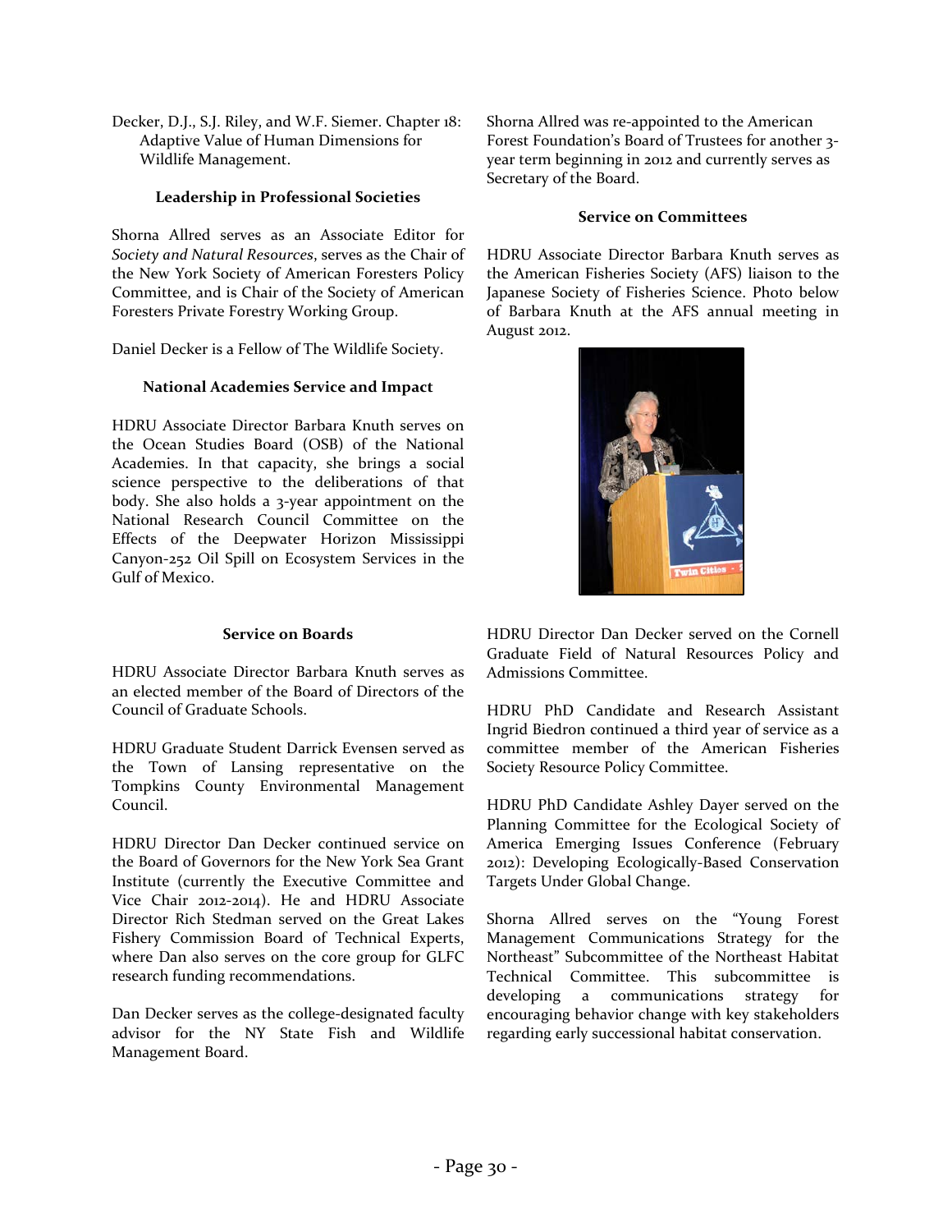Decker, D.J., S.J. Riley, and W.F. Siemer. Chapter 18: Adaptive Value of Human Dimensions for Wildlife Management.

### Leadership in Professional Societies

Shorna Allred serves as an Associate Editor for *Society and Natural Resources*, serves as the Chair of the New York Society of American Foresters Policy Committee, and is Chair of the Society of American Foresters Private Forestry Working Group.

Daniel Decker is a Fellow of The Wildlife Society.

### National Academies Service and Impact

HDRU Associate Director Barbara Knuth serves on the Ocean Studies Board (OSB) of the National Academies. In that capacity, she brings a social science perspective to the deliberations of that body. She also holds a 3-year appointment on the National Research Council Committee on the Effects of the Deepwater Horizon Mississippi Canyon-252 Oil Spill on Ecosystem Services in the Gulf of Mexico.

### Service on Boards

HDRU Associate Director Barbara Knuth serves as an elected member of the Board of Directors of the Council of Graduate Schools.

HDRU Graduate Student Darrick Evensen served as the Town of Lansing representative on the Tompkins County Environmental Management Council.

HDRU Director Dan Decker continued service on the Board of Governors for the New York Sea Grant Institute (currently the Executive Committee and Vice Chair 2012-2014). He and HDRU Associate Director Rich Stedman served on the Great Lakes Fishery Commission Board of Technical Experts, where Dan also serves on the core group for GLFC research funding recommendations.

Dan Decker serves as the college-designated faculty advisor for the NY State Fish and Wildlife Management Board.

Shorna Allred was re-appointed to the American Forest Foundation's Board of Trustees for another 3-year term beginning in 2012 and currently serves as Secretary of the Board.

### Service on Committees

HDRU Associate Director Barbara Knuth serves as the American Fisheries Society (AFS) liaison to the Japanese Society of Fisheries Science. Photo below of Barbara Knuth at the AFS annual meeting in August 2012.

HDRU Director Dan Decker served on the Cornell Graduate Field of Natural Resources Policy and Admissions Committee.

HDRU PhD Candidate and Research Assistant Ingrid Biedron continued a third year of service as a committee member of the American Fisheries Society Resource Policy Committee.

HDRU PhD Candidate Ashley Dayer served on the Planning Committee for the Ecological Society of America Emerging Issues Conference (February 2012): Developing Ecologically-Based Conservation Targets Under Global Change.

Shorna Allred serves on the "Young Forest Management Communications Strategy for the Northeast" Subcommittee of the Northeast Habitat Technical Committee. This subcommittee is developing a communications strategy for encouraging behavior change with key stakeholders regarding early successional habitat conservation.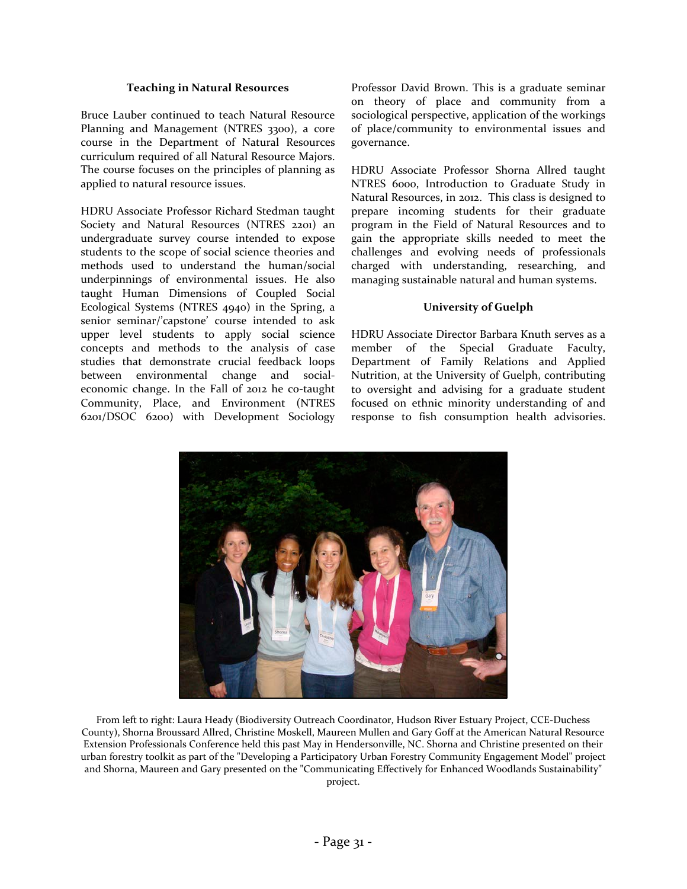### Teaching in Natural Resources

Bruce Lauber continued to teach Natural Resource Planning and Management (NTRES 3300), a core course in the Department of Natural Resources curriculum required of all Natural Resource Majors. The course focuses on the principles of planning as applied to natural resource issues.

HDRU Associate Professor Richard Stedman taught Society and Natural Resources (NTRES 2201) an undergraduate survey course intended to expose students to the scope of social science theories and methods used to understand the human/social underpinnings of environmental issues. He also taught Human Dimensions of Coupled Social Ecological Systems (NTRES 4940) in the Spring, a senior seminar/'capstone' course intended to ask upper level students to apply social science concepts and methods to the analysis of case studies that demonstrate crucial feedback loops between environmental change and social-economic change. In the Fall of 2012 he co-taught Community, Place, and Environment (NTRES 6201/DSOC 6200) with Development Sociology Professor David Brown. This is a graduate seminar on theory of place and community from a sociological perspective, application of the workings of place/community to environmental issues and governance.

HDRU Associate Professor Shorna Allred taught NTRES 6000, Introduction to Graduate Study in Natural Resources, in 2012. This class is designed to prepare incoming students for their graduate program in the Field of Natural Resources and to gain the appropriate skills needed to meet the challenges and evolving needs of professionals charged with understanding, researching, and managing sustainable natural and human systems.

### University of Guelph

HDRU Associate Director Barbara Knuth serves as a member of the Special Graduate Faculty, Department of Family Relations and Applied Nutrition, at the University of Guelph, contributing to oversight and advising for a graduate student focused on ethnic minority understanding of and response to fish consumption health advisories.

From left to right: Laura Heady (Biodiversity Outreach Coordinator, Hudson River Estuary Project, CCE-Duchess County), Shorna Broussard Allred, Christine Moskell, Maureen Mullen and Gary Goff at the American Natural Resource Extension Professionals Conference held this past May in Hendersonville, NC. Shorna and Christine presented on their urban forestry toolkit as part of the "Developing a Participatory Urban Forestry Community Engagement Model" project and Shorna, Maureen and Gary presented on the "Communicating Effectively for Enhanced Woodlands Sustainability" project.